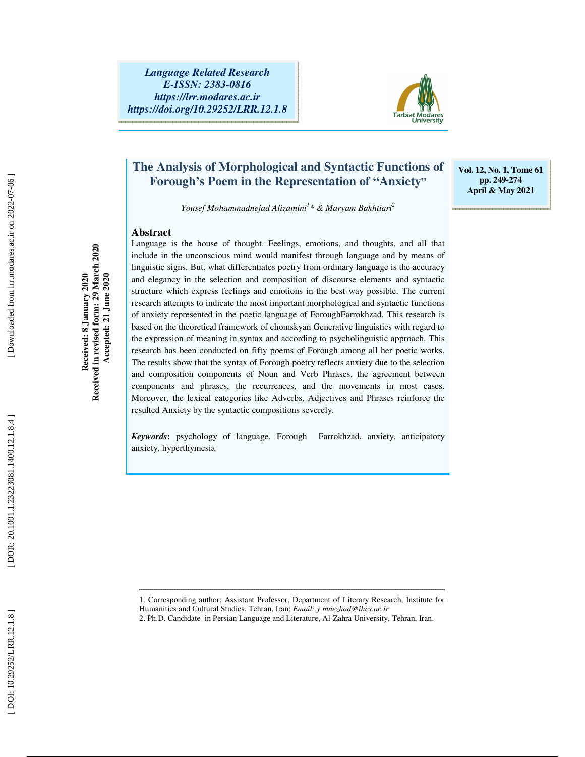Language Related Research
E-ISSN: 2383-0816
https://lrr.modares.ac.ir
https://doi.org/10.29252/LRR.12.1.8

Vol. 12, No. 1, Tome 61
pp. 249-274
April & May 2021

# The Analysis of Morphological and Syntactic Functions of Forough's Poem in the Representation of "Anxiety"

*Yousef Mohammadnejad Alizamini[1]\* & Maryam Bakhtiari[2]*

Received: 8 January 2020
Received in revised form: 29 March 2020
Accepted: 21 June 2020

## Abstract

Language is the house of thought. Feelings, emotions, and thoughts, and all that include in the unconscious mind would manifest through language and by means of linguistic signs. But, what differentiates poetry from ordinary language is the accuracy and elegancy in the selection and composition of discourse elements and syntactic structure which express feelings and emotions in the best way possible. The current research attempts to indicate the most important morphological and syntactic functions of anxiety represented in the poetic language of ForoughFarrokhzad. This research is based on the theoretical framework of chomskyan Generative linguistics with regard to the expression of meaning in syntax and according to psycholinguistic approach. This research has been conducted on fifty poems of Forough among all her poetic works. The results show that the syntax of Forough poetry reflects anxiety due to the selection and composition components of Noun and Verb Phrases, the agreement between components and phrases, the recurrences, and the movements in most cases. Moreover, the lexical categories like Adverbs, Adjectives and Phrases reinforce the resulted Anxiety by the syntactic compositions severely.

***Keywords*****:** psychology of language, Forough Farrokhzad, anxiety, anticipatory anxiety, hyperthymesia

---

1. Corresponding author; Assistant Professor, Department of Literary Research, Institute for Humanities and Cultural Studies, Tehran, Iran; *Email: y.mnezhad@ihcs.ac.ir*
2. Ph.D. Candidate in Persian Language and Literature, Al-Zahra University, Tehran, Iran.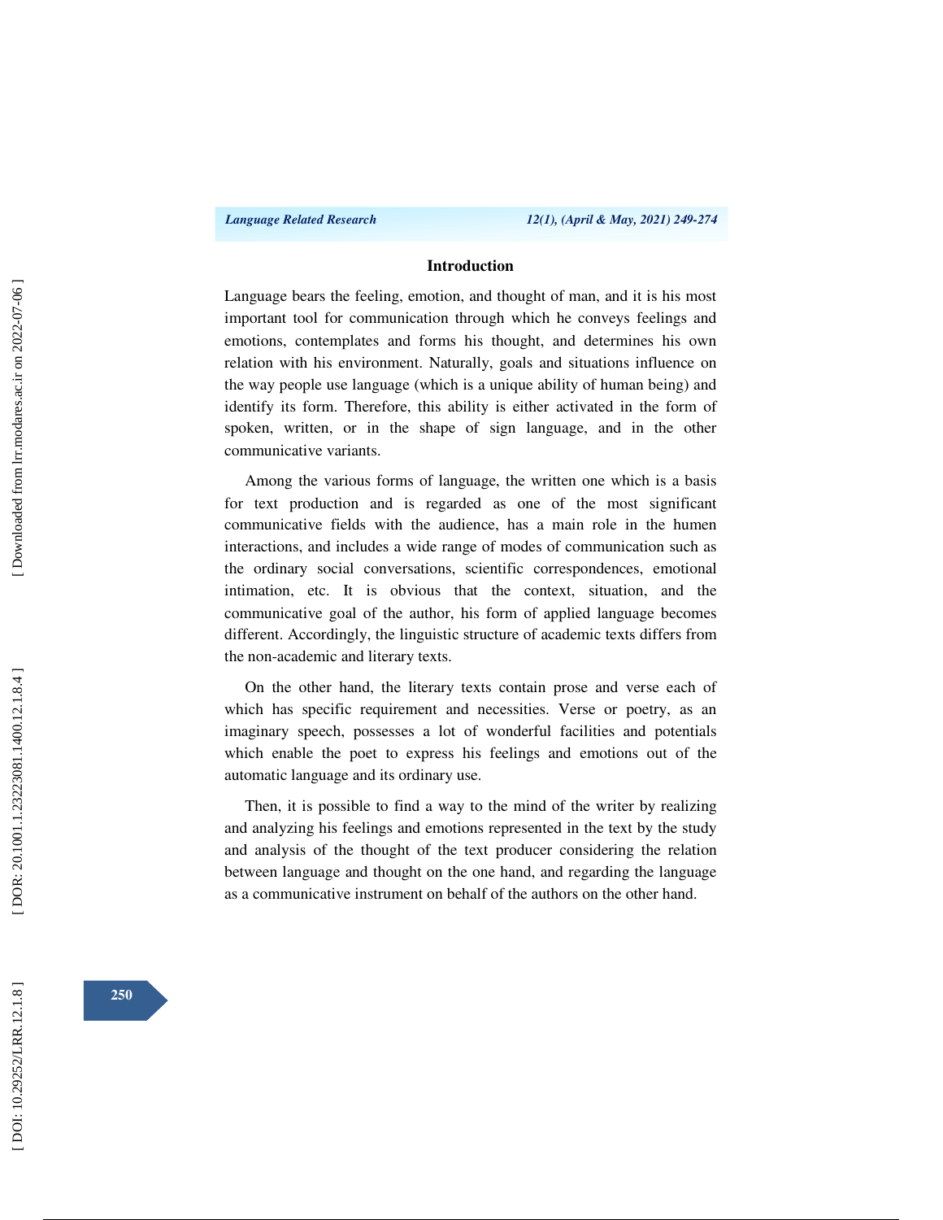## Introduction

Language bears the feeling, emotion, and thought of man, and it is his most important tool for communication through which he conveys feelings and emotions, contemplates and forms his thought, and determines his own relation with his environment. Naturally, goals and situations influence on the way people use language (which is a unique ability of human being) and identify its form. Therefore, this ability is either activated in the form of spoken, written, or in the shape of sign language, and in the other communicative variants.

Among the various forms of language, the written one which is a basis for text production and is regarded as one of the most significant communicative fields with the audience, has a main role in the humen interactions, and includes a wide range of modes of communication such as the ordinary social conversations, scientific correspondences, emotional intimation, etc. It is obvious that the context, situation, and the communicative goal of the author, his form of applied language becomes different. Accordingly, the linguistic structure of academic texts differs from the non-academic and literary texts.

On the other hand, the literary texts contain prose and verse each of which has specific requirement and necessities. Verse or poetry, as an imaginary speech, possesses a lot of wonderful facilities and potentials which enable the poet to express his feelings and emotions out of the automatic language and its ordinary use.

Then, it is possible to find a way to the mind of the writer by realizing and analyzing his feelings and emotions represented in the text by the study and analysis of the thought of the text producer considering the relation between language and thought on the one hand, and regarding the language as a communicative instrument on behalf of the authors on the other hand.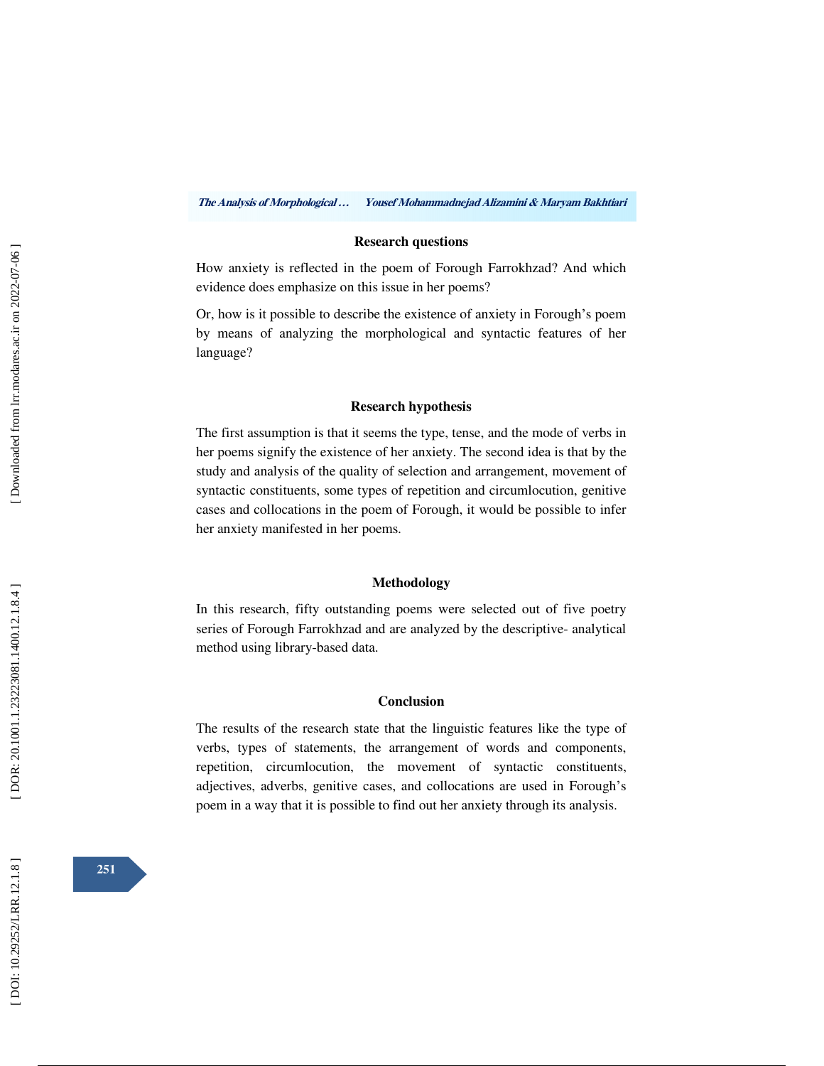## Research questions

How anxiety is reflected in the poem of Forough Farrokhzad? And which evidence does emphasize on this issue in her poems?

Or, how is it possible to describe the existence of anxiety in Forough's poem by means of analyzing the morphological and syntactic features of her language?

## Research hypothesis

The first assumption is that it seems the type, tense, and the mode of verbs in her poems signify the existence of her anxiety. The second idea is that by the study and analysis of the quality of selection and arrangement, movement of syntactic constituents, some types of repetition and circumlocution, genitive cases and collocations in the poem of Forough, it would be possible to infer her anxiety manifested in her poems.

## Methodology

In this research, fifty outstanding poems were selected out of five poetry series of Forough Farrokhzad and are analyzed by the descriptive- analytical method using library-based data.

## Conclusion

The results of the research state that the linguistic features like the type of verbs, types of statements, the arrangement of words and components, repetition, circumlocution, the movement of syntactic constituents, adjectives, adverbs, genitive cases, and collocations are used in Forough's poem in a way that it is possible to find out her anxiety through its analysis.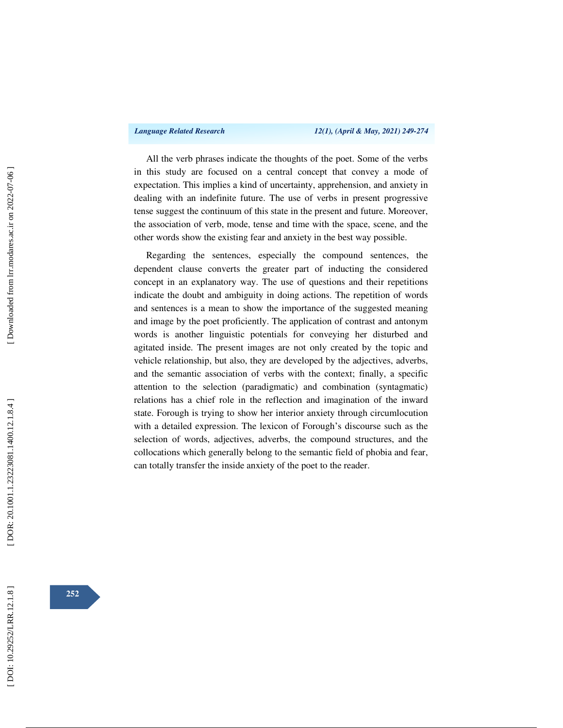All the verb phrases indicate the thoughts of the poet. Some of the verbs in this study are focused on a central concept that convey a mode of expectation. This implies a kind of uncertainty, apprehension, and anxiety in dealing with an indefinite future. The use of verbs in present progressive tense suggest the continuum of this state in the present and future. Moreover, the association of verb, mode, tense and time with the space, scene, and the other words show the existing fear and anxiety in the best way possible.

Regarding the sentences, especially the compound sentences, the dependent clause converts the greater part of inducting the considered concept in an explanatory way. The use of questions and their repetitions indicate the doubt and ambiguity in doing actions. The repetition of words and sentences is a mean to show the importance of the suggested meaning and image by the poet proficiently. The application of contrast and antonym words is another linguistic potentials for conveying her disturbed and agitated inside. The present images are not only created by the topic and vehicle relationship, but also, they are developed by the adjectives, adverbs, and the semantic association of verbs with the context; finally, a specific attention to the selection (paradigmatic) and combination (syntagmatic) relations has a chief role in the reflection and imagination of the inward state. Forough is trying to show her interior anxiety through circumlocution with a detailed expression. The lexicon of Forough's discourse such as the selection of words, adjectives, adverbs, the compound structures, and the collocations which generally belong to the semantic field of phobia and fear, can totally transfer the inside anxiety of the poet to the reader.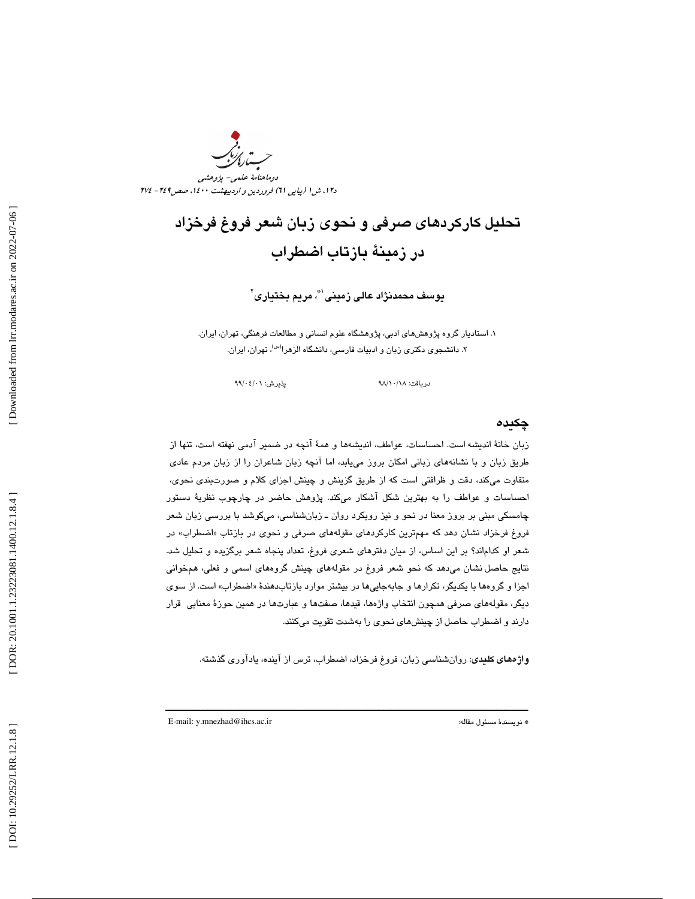# تحلیل کارکردهای صرفی و نحوی زبان شعر فروغ فرخزاد در زمینۀ بازتاب اضطراب

**یوسف محمدنژاد عالی زمینی[1*]، مریم بختیاری[2]**

۱. استادیار گروه پژوهش‌های ادبی، پژوهشگاه علوم انسانی و مطالعات فرهنگی، تهران، ایران.
۲. دانشجوی دکتری زبان و ادبیات فارسی، دانشگاه الزهرا(س)، تهران، ایران.

دریافت: ۹۸/۱۰/۱۸ پذیرش: ۹۹/۰۴/۰۱

## چکیده

زبان خانۀ اندیشه است. احساسات، عواطف، اندیشه‌ها و همۀ آنچه در ضمیر آدمی نهفته است، تنها از طریق زبان و با نشانه‌های زبانی امکان بروز می‌یابد، اما آنچه زبان شاعران را از زبان مردم عادی متفاوت می‌کند، دقت و ظرافتی است که از طریق گزینش و چینش اجزای کلام و صورت‌بندی نحوی، احساسات و عواطف را به بهترین شکل آشکار می‌کند. پژوهش حاضر در چارچوب نظریۀ دستور چامسکی مبنی بر بروز معنا در نحو و نیز رویکرد روان ـ زبان‌شناسی، می‌کوشد با بررسی زبان شعر فروغ فرخزاد نشان دهد که مهم‌ترین کارکردهای مقوله‌های صرفی و نحوی در بازتاب «اضطراب» در شعر او کدام‌اند؟ بر این اساس، از میان دفترهای شعری فروغ، تعداد پنجاه شعر برگزیده و تحلیل شد. نتایج حاصل نشان می‌دهد که نحو شعر فروغ در مقوله‌های چینش گروه‌های اسمی و فعلی، هم‌خوانی اجزا و گروه‌ها با یکدیگر، تکرارها و جابه‌جایی‌ها در بیشتر موارد بازتاب‌دهندۀ «اضطراب» است. از سوی دیگر، مقوله‌های صرفی همچون انتخاب واژه‌ها، قیدها، صفت‌ها و عبارت‌ها در همین حوزۀ معنایی قرار دارند و اضطراب حاصل از چینش‌های نحوی را به‌شدت تقویت می‌کنند.

**واژه‌های کلیدی**: روان‌شناسی زبان، فروغ فرخزاد، اضطراب، ترس از آینده، یادآوری گذشته.

---

* نویسندۀ مسئول مقاله: E-mail: y.mnezhad@ihcs.ac.ir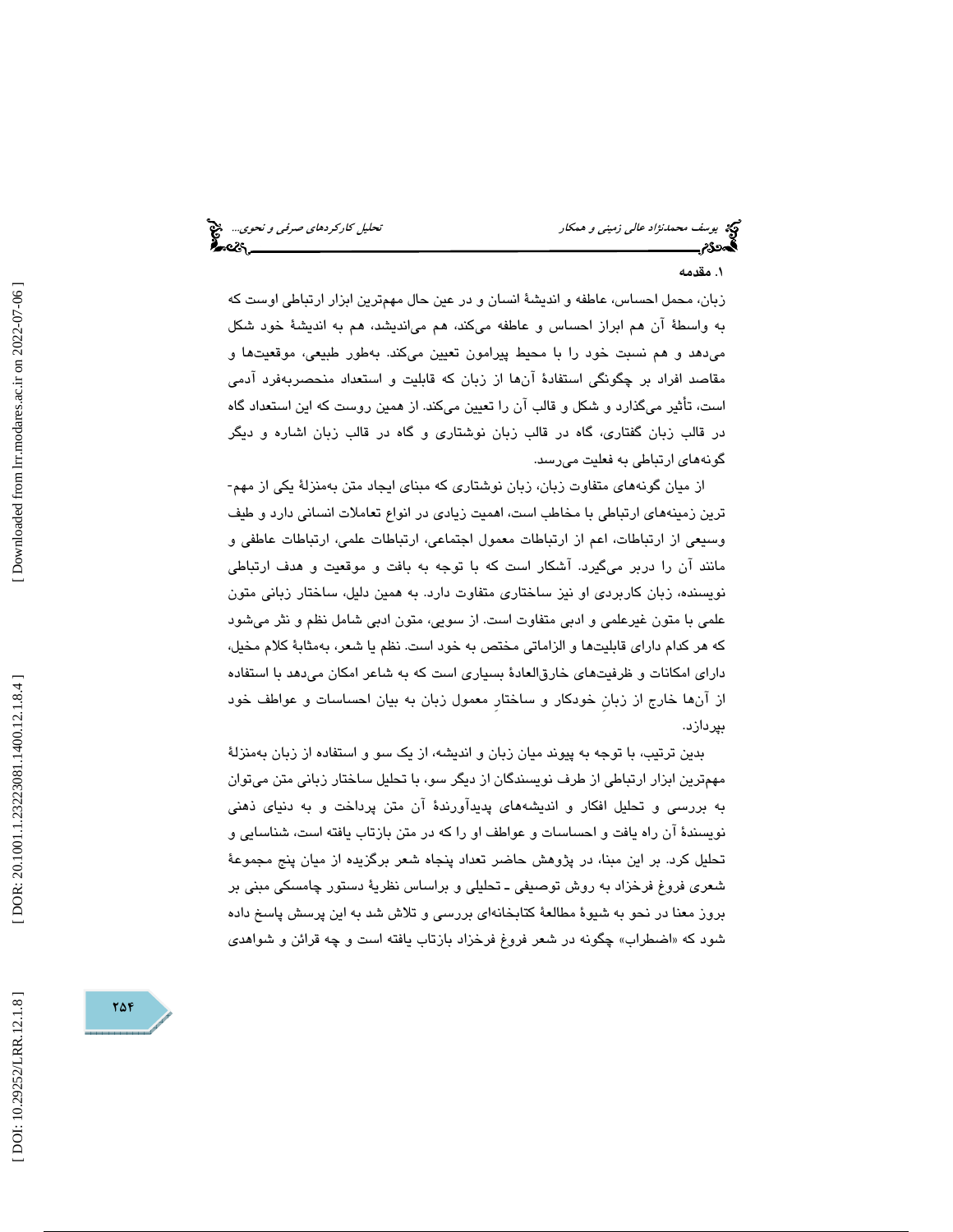## ۱. مقدمه

زبان، محمل احساس، عاطفه و اندیشهٔ انسان و در عین حال مهم‌ترین ابزار ارتباطی اوست که به واسطهٔ آن هم ابراز احساس و عاطفه می‌کند، هم می‌اندیشد، هم به اندیشهٔ خود شکل می‌دهد و هم نسبت خود را با محیط پیرامون تعیین می‌کند. به‌طور طبیعی، موقعیت‌ها و مقاصد افراد بر چگونگی استفادهٔ آن‌ها از زبان که قابلیت و استعداد منحصربه‌فرد آدمی است، تأثیر می‌گذارد و شکل و قالب آن را تعیین می‌کند. از همین روست که این استعداد گاه در قالب زبان گفتاری، گاه در قالب زبان نوشتاری و گاه در قالب زبان اشاره و دیگر گونه‌های ارتباطی به فعلیت می‌رسد.

از میان گونه‌های متفاوت زبان، زبان نوشتاری که مبنای ایجاد متن به‌منزلهٔ یکی از مهم‌ترین زمینه‌های ارتباطی با مخاطب است، اهمیت زیادی در انواع تعاملات انسانی دارد و طیف وسیعی از ارتباطات، اعم از ارتباطات معمول اجتماعی، ارتباطات علمی، ارتباطات عاطفی و مانند آن را دربر می‌گیرد. آشکار است که با توجه به بافت و موقعیت و هدف ارتباطی نویسنده، زبان کاربردی او نیز ساختاری متفاوت دارد. به همین دلیل، ساختار زبانی متون علمی با متون غیرعلمی و ادبی متفاوت است. از سویی، متون ادبی شامل نظم و نثر می‌شود که هر کدام دارای قابلیت‌ها و الزاماتی مختص به خود است. نظم یا شعر، به‌مثابهٔ کلام مخیل، دارای امکانات و ظرفیت‌های خارق‌العادهٔ بسیاری است که به شاعر امکان می‌دهد با استفاده از آن‌ها خارج از زبانِ خودکار و ساختارِ معمول زبان به بیان احساسات و عواطف خود بپردازد.

بدین ترتیب، با توجه به پیوند میان زبان و اندیشه، از یک سو و استفاده از زبان به‌منزلهٔ مهم‌ترین ابزار ارتباطی از طرف نویسندگان از دیگر سو، با تحلیل ساختار زبانی متن می‌توان به بررسی و تحلیل افکار و اندیشه‌های پدیدآورندهٔ آن متن پرداخت و به دنیای ذهنی نویسندهٔ آن راه یافت و احساسات و عواطف او را که در متن بازتاب یافته است، شناسایی و تحلیل کرد. بر این مبنا، در پژوهش حاضر تعداد پنجاه شعر برگزیده از میان پنج مجموعهٔ شعری فروغ فرخزاد به روش توصیفی ـ تحلیلی و براساس نظریهٔ دستور چامسکی مبنی بر بروز معنا در نحو به شیوهٔ مطالعهٔ کتابخانه‌ای بررسی و تلاش شد به این پرسش پاسخ داده شود که «اضطراب» چگونه در شعر فروغ فرخزاد بازتاب یافته است و چه قرائن و شواهدی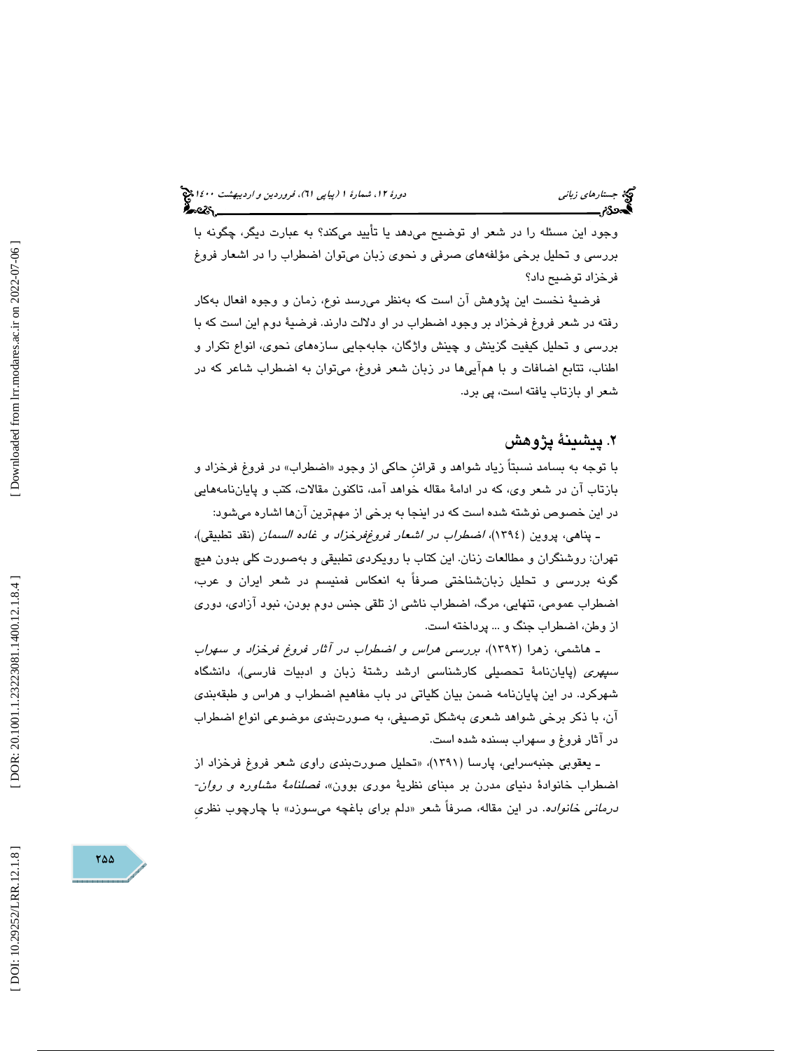وجود این مسئله را در شعر او توضیح می‌دهد یا تأیید می‌کند؟ به عبارت دیگر، چگونه با بررسی و تحلیل برخی مؤلفه‌های صرفی و نحوی زبان می‌توان اضطراب را در اشعار فروغ فرخزاد توضیح داد؟

فرضیهٔ نخست این پژوهش آن است که به‌نظر می‌رسد نوع، زمان و وجوه افعال به‌کار رفته در شعر فروغ فرخزاد بر وجود اضطراب در او دلالت دارند. فرضیهٔ دوم این است که با بررسی و تحلیل کیفیت گزینش و چینش واژگان، جابه‌جایی سازه‌های نحوی، انواع تکرار و اطناب، تتابع اضافات و با هم‌آیی‌ها در زبان شعر فروغ، می‌توان به اضطراب شاعر که در شعر او بازتاب یافته است، پی برد.

## ۲. پیشینهٔ پژوهش

با توجه به بسامد نسبتاً زیاد شواهد و قرائنِ حاکی از وجود «اضطراب» در فروغ فرخزاد و بازتاب آن در شعر وی، که در ادامهٔ مقاله خواهد آمد، تاکنون مقالات، کتب و پایان‌نامه‌هایی در این خصوص نوشته شده است که در اینجا به برخی از مهم‌ترین آن‌ها اشاره می‌شود:

ـ پناهی، پروین (۱۳۹۴)، *اضطراب در اشعار فروغ‌فرخزاد و غاده السمان* (نقد تطبیقی)، تهران: روشنگران و مطالعات زنان. این کتاب با رویکردی تطبیقی و به‌صورت کلی بدون هیچ گونه بررسی و تحلیل زبان‌شناختی صرفاً به انعکاس فمنیسم در شعر ایران و عرب، اضطراب عمومی، تنهایی، مرگ، اضطراب ناشی از تلقی جنس دوم بودن، نبود آزادی، دوری از وطن، اضطراب جنگ و ... پرداخته است.

ـ هاشمی، زهرا (۱۳۹۲)، *بررسی هراس و اضطراب در آثار فروغ فرخزاد و سهراب سپهری* (پایان‌نامهٔ تحصیلی کارشناسی ارشد رشتهٔ زبان و ادبیات فارسی)، دانشگاه شهرکرد. در این پایان‌نامه ضمن بیان کلیاتی در باب مفاهیم اضطراب و هراس و طبقه‌بندی آن، با ذکر برخی شواهد شعری به‌شکل توصیفی، به صورت‌بندی موضوعی انواع اضطراب در آثار فروغ و سهراب بسنده شده است.

ـ یعقوبی جنبه‌سرایی، پارسا (۱۳۹۱)، «تحلیل صورت‌بندی راوی شعر فروغ فرخزاد از اضطراب خانوادهٔ دنیای مدرن بر مبنای نظریهٔ موری بوون»، *فصلنامهٔ مشاوره و روان-درمانی خانواده*. در این مقاله، صرفاً شعر «دلم برای باغچه می‌سوزد» با چارچوب نظریِ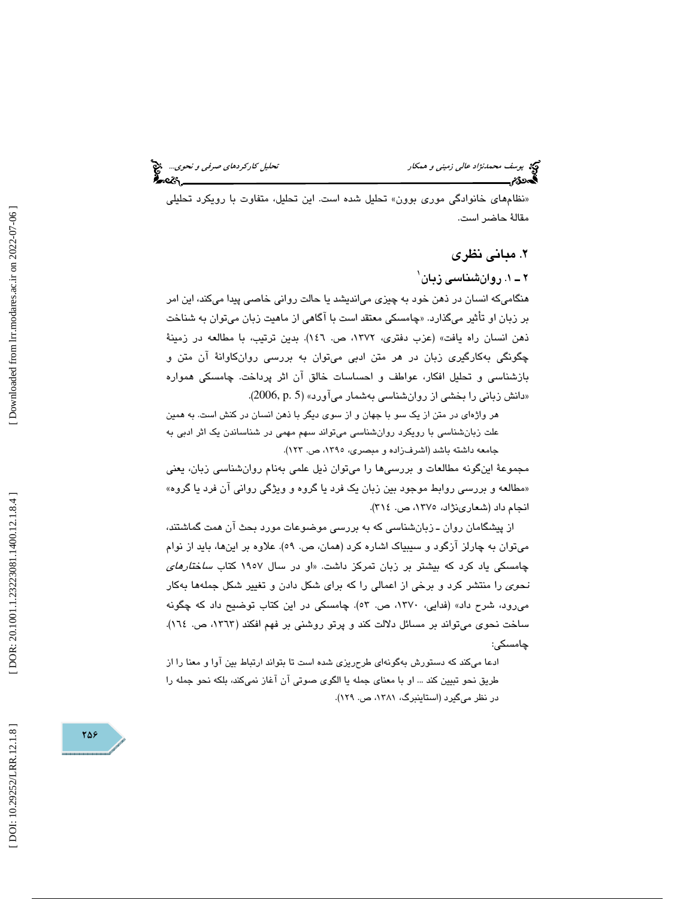«نظام‌های خانوادگی موری بوون» تحلیل شده است. این تحلیل، متفاوت با رویکرد تحلیلی مقالهٔ حاضر است.

## ۲. مبانی نظری

### ۲ ـ ۱. روان‌شناسی زبان[1]

هنگامی‌که انسان در ذهن خود به چیزی می‌اندیشد یا حالت روانی خاصی پیدا می‌کند، این امر بر زبان او تأثیر می‌گذارد. «چامسکی معتقد است با آگاهی از ماهیت زبان می‌توان به شناخت ذهن انسان راه یافت» (عزب دفتری، ۱۳۷۲، ص. ۱٤٦). بدین ترتیب، با مطالعه در زمینهٔ چگونگی به‌کارگیری زبان در هر متن ادبی می‌توان به بررسی روان‌کاوانهٔ آن متن و بازشناسی و تحلیل افکار، عواطف و احساسات خالق آن اثر پرداخت. چامسکی همواره «دانش زبانی را بخشی از روان‌شناسی به‌شمار می‌آورد» (2006, p. 5).

> هر واژه‌ای در متن از یک سو با جهان و از سوی دیگر با ذهن انسان در کنش است. به همین علت زبان‌شناسی با رویکرد روان‌شناسی می‌تواند سهم مهمی در شناساندن یک اثر ادبی به جامعه داشته باشد (اشرف‌زاده و مبصری، ۱۳۹۵، ص. ۱۲۳).

مجموعهٔ این‌گونه مطالعات و بررسی‌ها را می‌توان ذیل علمی به‌نام روان‌شناسی زبان، یعنی «مطالعه و بررسی روابط موجود بین زبان یک فرد یا گروه و ویژگی روانی آن فرد یا گروه» انجام داد (شعاری‌نژاد، ۱۳۷۵، ص. ۳۱٤).

از پیشگامان روان ـ زبان‌شناسی که به بررسی موضوعات مورد بحث آن همت گماشتند، می‌توان به چارلز آزگود و سیبیاک اشاره کرد (همان، ص. ۵۹). علاوه بر این‌ها، باید از نوام چامسکی یاد کرد که بیشتر بر زبان تمرکز داشت. «او در سال ۱۹۵۷ کتاب *ساختارهای نحوی* را منتشر کرد و برخی از اعمالی را که برای شکل دادن و تغییر شکل جمله‌ها به‌کار می‌رود، شرح داد» (فدایی، ۱۳۷۰، ص. ۵۳). چامسکی در این کتاب توضیح داد که چگونه ساخت نحوی می‌تواند بر مسائل دلالت کند و پرتو روشنی بر فهم افکند (۱۳٦۳، ص. ۱٦٤). چامسکی:

> ادعا می‌کند که دستورش به‌گونه‌ای طرح‌ریزی شده است تا بتواند ارتباط بین آوا و معنا را از طریق نحو تبیین کند ... او با معنای جمله یا الگوی صوتی آن آغاز نمی‌کند، بلکه نحو جمله را در نظر می‌گیرد (استاینبرگ، ۱۳۸۱، ص. ۱۲۹).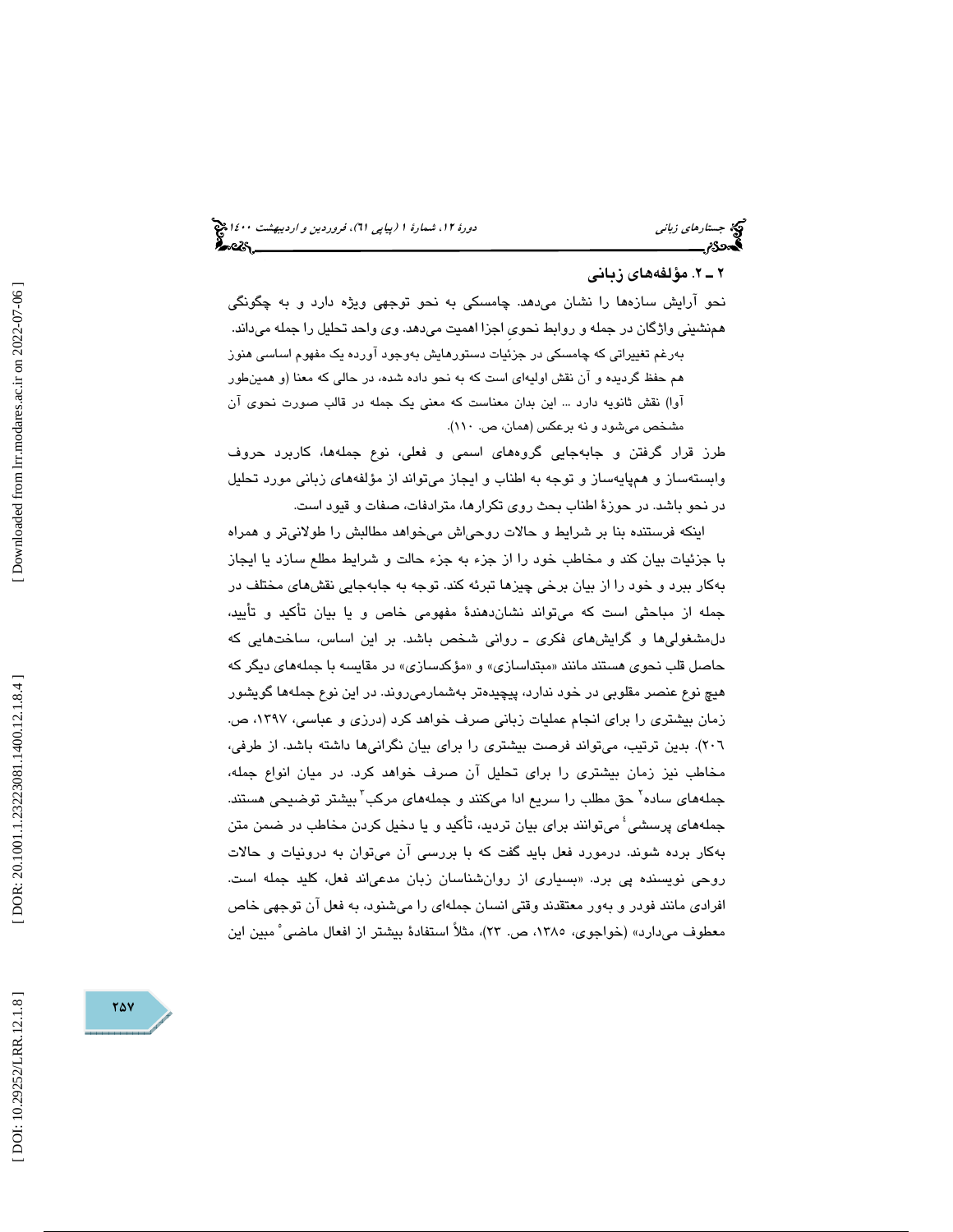## ۲ ـ ۲. مؤلفه‌های زبانی

نحو آرایش سازه‌ها را نشان می‌دهد. چامسکی به نحو توجهی ویژه دارد و به چگونگی هم‌نشینی واژگان در جمله و روابط نحویِ اجزا اهمیت می‌دهد. وی واحد تحلیل را جمله می‌داند.

> به‌رغم تغییراتی که چامسکی در جزئیات دستورهایش به‌وجود آورده یک مفهوم اساسی هنوز هم حفظ گردیده و آن نقش اولیه‌ای است که به نحو داده شده، در حالی که معنا (و همین‌طور آوا) نقش ثانویه دارد ... این بدان معناست که معنی یک جمله در قالب صورت نحوی آن مشخص می‌شود و نه برعکس (همان، ص. ۱۱۰).

طرز قرار گرفتن و جابه‌جایی گروه‌های اسمی و فعلی، نوع جمله‌ها، کاربرد حروف وابسته‌ساز و هم‌پایه‌ساز و توجه به اطناب و ایجاز می‌تواند از مؤلفه‌های زبانی مورد تحلیل در نحو باشد. در حوزهٔ اطناب بحث روی تکرارها، مترادفات، صفات و قیود است.

اینکه فرستنده بنا بر شرایط و حالات روحی‌اش می‌خواهد مطالبش را طولانی‌تر و همراه با جزئیات بیان کند و مخاطب خود را از جزء به جزء حالت و شرایط مطلع سازد یا ایجاز به‌کار ببرد و خود را از بیان برخی چیزها تبرئه کند. توجه به جابه‌جایی نقش‌های مختلف در جمله از مباحثی است که می‌تواند نشان‌دهندهٔ مفهومی خاص و یا بیان تأکید و تأیید، دل‌مشغولی‌ها و گرایش‌های فکری ـ روانی شخص باشد. بر این اساس، ساخت‌هایی که حاصل قلب نحوی هستند مانند «مبتداسازی» و «مؤکدسازی» در مقایسه با جمله‌های دیگر که هیچ نوع عنصر مقلوبی در خود ندارد، پیچیده‌تر به‌شمارمی‌روند. در این نوع جمله‌ها گویشور زمان بیشتری را برای انجام عملیات زبانی صرف خواهد کرد (درزی و عباسی، ۱۳۹۷، ص. ۲۰۶). بدین ترتیب، می‌تواند فرصت بیشتری را برای بیان نگرانی‌ها داشته باشد. از طرفی، مخاطب نیز زمان بیشتری را برای تحلیل آن صرف خواهد کرد. در میان انواع جمله، جمله‌های ساده[۲] حق مطلب را سریع ادا می‌کنند و جمله‌های مرکب[۳] بیشتر توضیحی هستند. جمله‌های پرسشی[۴] می‌توانند برای بیان تردید، تأکید و یا دخیل کردن مخاطب در ضمن متن به‌کار برده شوند. درمورد فعل باید گفت که با بررسی آن می‌توان به درونیات و حالات روحی نویسنده پی برد. «بسیاری از روان‌شناسان زبان مدعی‌اند فعل، کلید جمله است. افرادی مانند فودر و به‌ور معتقدند وقتی انسان جمله‌ای را می‌شنود، به فعل آن توجهی خاص معطوف می‌دارد» (خواجوی، ۱۳۸۵، ص. ۲۳)، مثلاً استفادهٔ بیشتر از افعال ماضی[۵] مبین این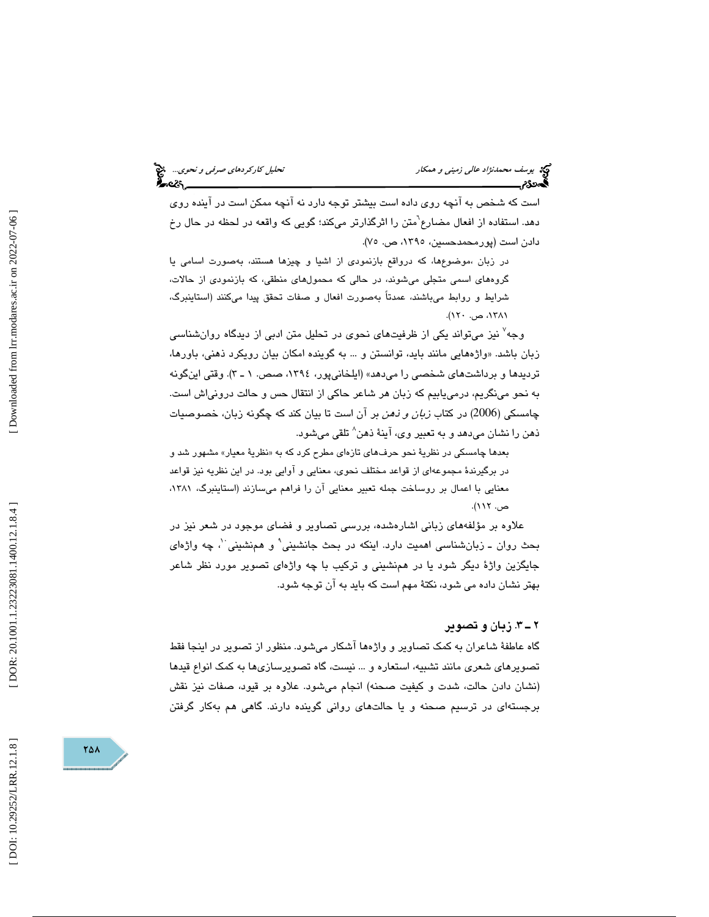است که شخص به آنچه روی داده است بیشتر توجه دارد نه آنچه ممکن است در آینده روی دهد. استفاده از افعال مضارع[6] متن را اثرگذارتر می‌کند؛ گویی که واقعه در لحظه در حال رخ دادن است (پورمحمدحسین، ۱۳۹۵، ص. ۷۵).

> در زبان ،موضوع‌ها، که درواقع بازنمودی از اشیا و چیزها هستند، به‌صورت اسامی یا گروه‌های اسمی متجلی می‌شوند، در حالی که محمول‌های منطقی، که بازنمودی از حالات، شرایط و روابط می‌باشند، عمدتاً به‌صورت افعال و صفات تحقق پیدا می‌کنند (استاینبرگ، ۱۳۸۱، ص. ۱۲۰).

وجه[7] نیز می‌تواند یکی از ظرفیت‌های نحوی در تحلیل متن ادبی از دیدگاه روان‌شناسی زبان باشد. «واژه‌هایی مانند باید، توانستن و ... به گوینده امکان بیان رویکرد ذهنی، باورها، تردیدها و برداشت‌های شخصی را می‌دهد» (ایلخانی‌پور، ۱۳۹٤، صص. ۱ ـ ۳). وقتی این‌گونه به نحو می‌نگریم، درمی‌یابیم که زبان هر شاعر حاکی از انتقال حس و حالت درونی‌اش است. چامسکی (2006) در کتاب *زبان و ذهن* بر آن است تا بیان کند که چگونه زبان، خصوصیات ذهن را نشان می‌دهد و به تعبیر وی، آینهٔ ذهن[8] تلقی می‌شود.

> بعدها چامسکی در نظریهٔ نحو حرف‌های تازه‌ای مطرح کرد که به «نظریهٔ معیار» مشهور شد و در برگیرندهٔ مجموعه‌ای از قواعد مختلف نحوی، معنایی و آوایی بود. در این نظریه نیز قواعد معنایی با اعمال بر روساخت جمله تعبیر معنایی آن را فراهم می‌سازند (استاینبرگ، ۱۳۸۱، ص. ۱۱۲).

علاوه بر مؤلفه‌های زبانی اشاره‌شده، بررسی تصاویر و فضای موجود در شعر نیز در بحث روان ـ زبان‌شناسی اهمیت دارد. اینکه در بحث جانشینی[9] و همنشینی[10]، چه واژه‌ای جایگزین واژهٔ دیگر شود یا در همنشینی و ترکیب با چه واژه‌ای تصویر مورد نظر شاعر بهتر نشان داده می شود، نکتهٔ مهم است که باید به آن توجه شود.

## ۲ ـ ۳. زبان و تصویر

گاه عاطفهٔ شاعران به کمک تصاویر و واژه‌ها آشکار می‌شود. منظور از تصویر در اینجا فقط تصویرهای شعری مانند تشبیه، استعاره و ... نیست، گاه تصویرسازی‌ها به کمک انواع قیدها (نشان دادن حالت، شدت و کیفیت صحنه) انجام می‌شود. علاوه بر قیود، صفات نیز نقش برجسته‌ای در ترسیم صحنه و یا حالت‌های روانی گوینده دارند. گاهی هم به‌کار گرفتن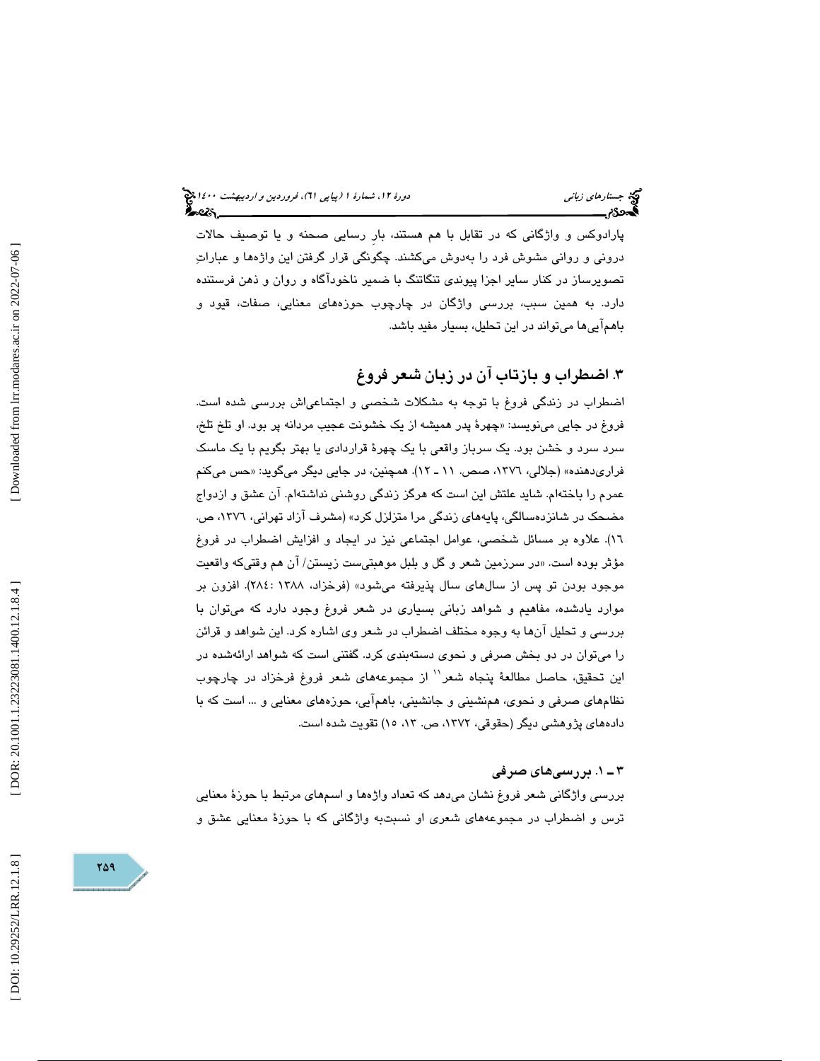پارادوکس و واژگانی که در تقابل با هم هستند، بارِ رسایی صحنه و یا توصیف حالات درونی و روانی مشوش فرد را به‌دوش می‌کشند. چگونگی قرار گرفتن این واژه‌ها و عباراتِ تصویرساز در کنار سایر اجزا پیوندی تنگاتنگ با ضمیر ناخودآگاه و روان و ذهن فرستنده دارد. به همین سبب، بررسی واژگان در چارچوب حوزه‌های معنایی، صفات، قیود و باهم‌آیی‌ها می‌تواند در این تحلیل، بسیار مفید باشد.

## ۳. اضطراب و بازتاب آن در زبان شعر فروغ

اضطراب در زندگی فروغ با توجه به مشکلات شخصی و اجتماعی‌اش بررسی شده است. فروغ در جایی می‌نویسد: «چهرهٔ پدر همیشه از یک خشونت عجیب مردانه پر بود. او تلخ تلخ، سرد سرد و خشن بود. یک سرباز واقعی با یک چهرهٔ قراردادی یا بهتر بگویم با یک ماسک فراری‌دهنده» (جلالی، ۱۳۷۶، صص. ۱۱ ـ ۱۲). همچنین، در جایی دیگر می‌گوید: «حس می‌کنم عمرم را باخته‌ام. شاید علتش این است که هرگز زندگی روشنی نداشته‌ام. آن عشق و ازدواج مضحک در شانزده‌سالگی، پایه‌های زندگی مرا متزلزل کرد» (مشرف آزاد تهرانی، ۱۳۷۶، ص. ۱۶). علاوه بر مسائل شخصی، عوامل اجتماعی نیز در ایجاد و افزایش اضطراب در فروغ مؤثر بوده است. «در سرزمین شعر و گل و بلبل موهبتی‌ست زیستن/ آن هم وقتی‌که واقعیت موجود بودن تو پس از سال‌های سال پذیرفته می‌شود» (فرخزاد، ۱۳۸۸ :۲۸۴). افزون بر موارد یادشده، مفاهیم و شواهد زبانی بسیاری در شعر فروغ وجود دارد که می‌توان با بررسی و تحلیل آن‌ها به وجوه مختلف اضطراب در شعر وی اشاره کرد. این شواهد و قرائن را می‌توان در دو بخش صرفی و نحوی دسته‌بندی کرد. گفتنی است که شواهد ارائه‌شده در این تحقیق، حاصل مطالعهٔ پنجاه شعر[11] از مجموعه‌های شعر فروغ فرخزاد در چارچوب نظام‌های صرفی و نحوی، هم‌نشینی و جانشینی، باهم‌آیی، حوزه‌های معنایی و ... است که با داده‌های پژوهشی دیگر (حقوقی، ۱۳۷۲، ص. ۱۳، ۱۵) تقویت شده است.

### ۳ ـ ۱. بررسی‌های صرفی

بررسی واژگانی شعر فروغ نشان می‌دهد که تعداد واژه‌ها و اسم‌های مرتبط با حوزهٔ معنایی ترس و اضطراب در مجموعه‌های شعری او نسبت‌به واژگانی که با حوزهٔ معنایی عشق و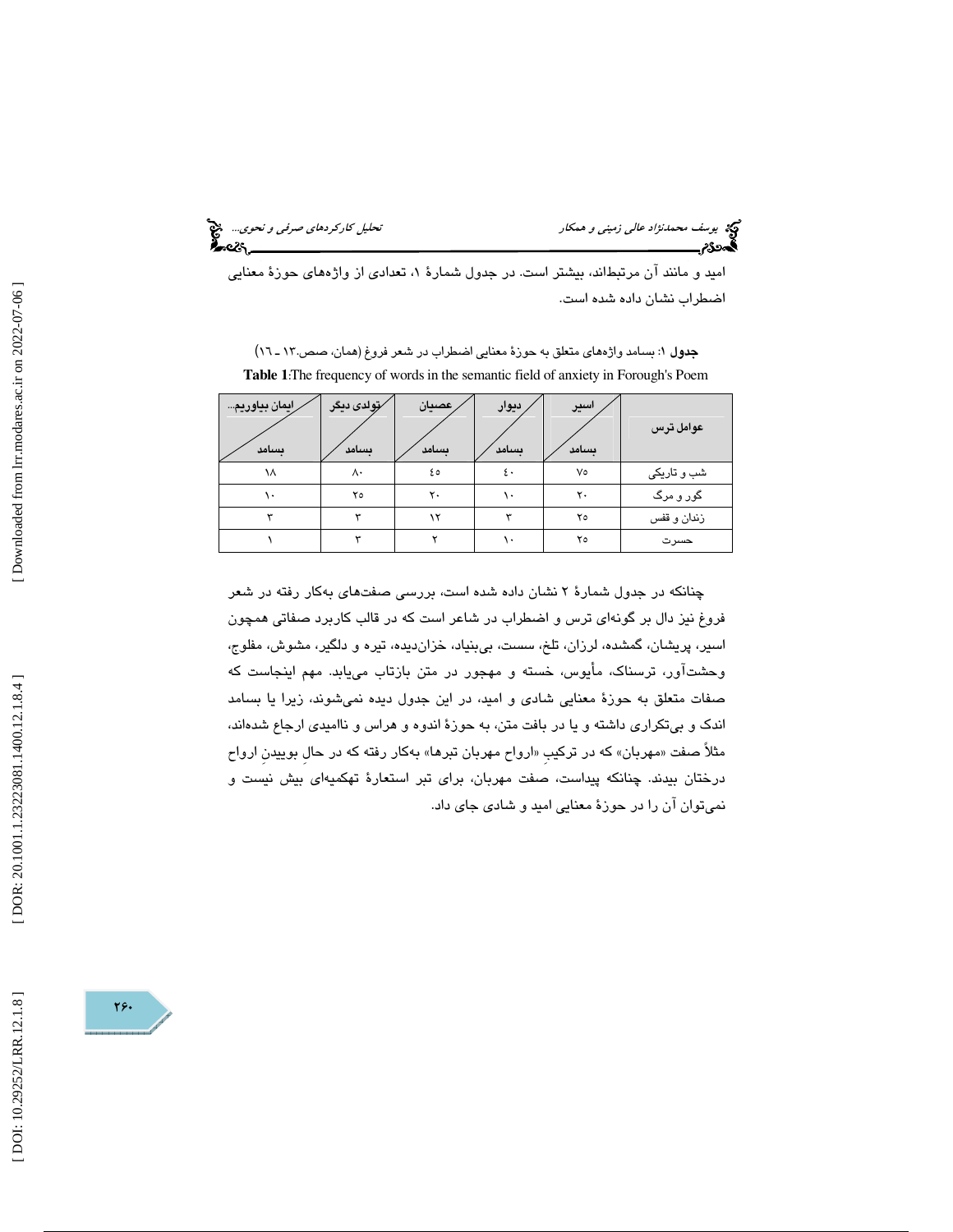امید و مانند آن مرتبطاند، بیشتر است. در جدول شمارۀ ۱، تعدادی از واژه‌های حوزۀ معنایی اضطراب نشان داده شده است.

**جدول** ۱: بسامد واژه‌های متعلق به حوزۀ معنایی اضطراب در شعر فروغ (همان، صص.۱۳ ـ ۱٦)

**Table 1**:The frequency of words in the semantic field of anxiety in Forough's Poem

| عوامل ترس | اسیر / بسامد | دیوار / بسامد | عصیان / بسامد | تولدی دیگر / بسامد | ایمان بیاوریم... / بسامد |
|---|---|---|---|---|---|
| شب و تاریکی | ۷۵ | ٤۰ | ٤۵ | ۸۰ | ۱۸ |
| گور و مرگ | ۲۰ | ۱۰ | ۲۰ | ۲۵ | ۱۰ |
| زندان و قفس | ۲۵ | ۳ | ۱۲ | ۳ | ۳ |
| حسرت | ۲۵ | ۱۰ | ۲ | ۳ | ۱ |

چنانکه در جدول شمارۀ ۲ نشان داده شده است، بررسی صفت‌های به‌کار رفته در شعر فروغ نیز دال بر گونه‌ای ترس و اضطراب در شاعر است که در قالب کاربرد صفاتی همچون اسیر، پریشان، گمشده، لرزان، تلخ، سست، بی‌بنیاد، خزان‌دیده، تیره و دلگیر، مشوش، مفلوج، وحشت‌آور، ترسناک، مأیوس، خسته و مهجور در متن بازتاب می‌یابد. مهم اینجاست که صفات متعلق به حوزۀ معنایی شادی و امید، در این جدول دیده نمی‌شوند، زیرا یا بسامد اندک و بی‌تکراری داشته و یا در بافت متن، به حوزۀ اندوه و هراس و ناامیدی ارجاع شده‌اند، مثلاً صفت «مهربان» که در ترکیبِ «ارواح مهربان تبرها» به‌کار رفته که در حالِ بوییدنِ ارواح درختان بیدند. چنانکه پیداست، صفت مهربان، برای تبر استعارۀ تهکمیه‌ای بیش نیست و نمی‌توان آن را در حوزۀ معنایی امید و شادی جای داد.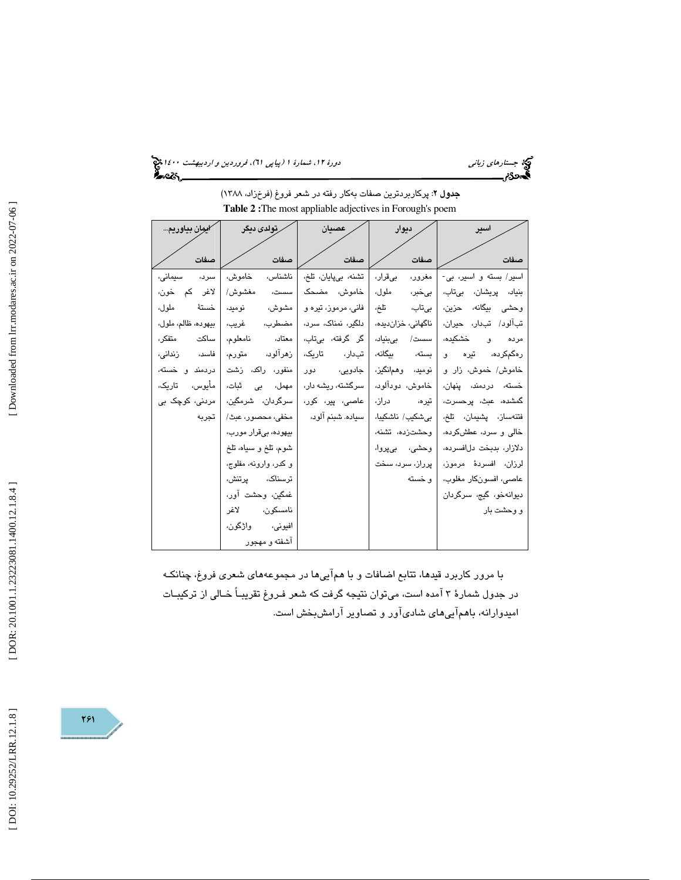**جدول ۲**: پرکاربردترین صفات به‌کار رفته در شعر فروغ (فرخزاد، ۱۳۸۸)

**Table 2 :**The most appliable adjectives in Forough's poem

| اسیر | دیوار | عصیان | تولدی دیگر | ایمان بیاوریم... |
|---|---|---|---|---|
| صفات | صفات | صفات | صفات | صفات |
| اسیر/ بسته و اسیر، بی‌بنیاد، پریشان، بی‌تاب، وحشی بیگانه، حزین، تب‌آلود/ تب‌دار، حیران، مرده و خشکیده، ره‌گم‌کرده، تیره و خاموش/ خموش، زار و خسته، دردمند، پنهان، گمشده، عبث، پرحسرت، فتنه‌ساز، پشیمان، تلخ، خالی و سرد، عطش‌کرده، دلازار، بدبخت دل‌افسرده، لرزان، افسردهٔ مرموز، عاصی، افسون‌کار مغلوب، دیوانه‌خو، گیج، سرگردان و وحشت بار | مغرور، بی‌قرار، بی‌خبر، ملول، بی‌تاب، تلخ، ناگهانی، خزان‌دیده، سست/ بی‌بنیاد، بسته، بیگانه، نومید، وهم‌انگیز، خاموش، دودآلود، تیره، دراز، بی‌شکیب/ ناشکیبا، وحشت‌زده، تشنه، وحشی، بی‌پروا، پرراز، سرد، سخت و خسته | تشنه، بی‌پایان، تلخ، خاموش، مضحک فانی، مرموز، تیره و دلگیر، نمناک، سرد، گر گرفته، بی‌تاب، تب‌دار، تاریک، جادویی، دور سرگشته، ریشه دار، عاصی، پیر، کور، سیاده، شبنم آلود، | ناشناس، خاموش، سست، مغشوش/ مشوش، نومید، مضطرب، غریب، معتاد، نامعلوم، زهرآلود، متورم، منفور، راکد، زشت مهمل، بی ثبات، سرگردان، شرمگین، مخفی، محصور، عبث/ بیهوده، بی‌قرار مورب، شوم، تلخ و سیاه، تلخ و کدر، وارونه، مفلوج، ترسناک، پرتنش، غمگین، وحشت آور، نامسکون، لاغر افیونی، واژگون، آشفته و مهجور | سرد، سیمانی، لاغر کم خون، خستهٔ ملول، بیهوده، ظالم، ملول، ساکت متفکر، فاسد، زندانی، دردمند و خسته، مأیوس، تاریک، مردنی، کوچک بی تجربه |

با مرور کاربرد قیدها، تتابع اضافات و با هم‌آیی‌ها در مجموعه‌های شعری فروغ، چنانکه در جدول شمارهٔ ۳ آمده است، می‌توان نتیجه گرفت که شعر فروغ تقریباً خالی از ترکیبات امیدوارانه، باهم‌آیی‌های شادی‌آور و تصاویر آرامش‌بخش است.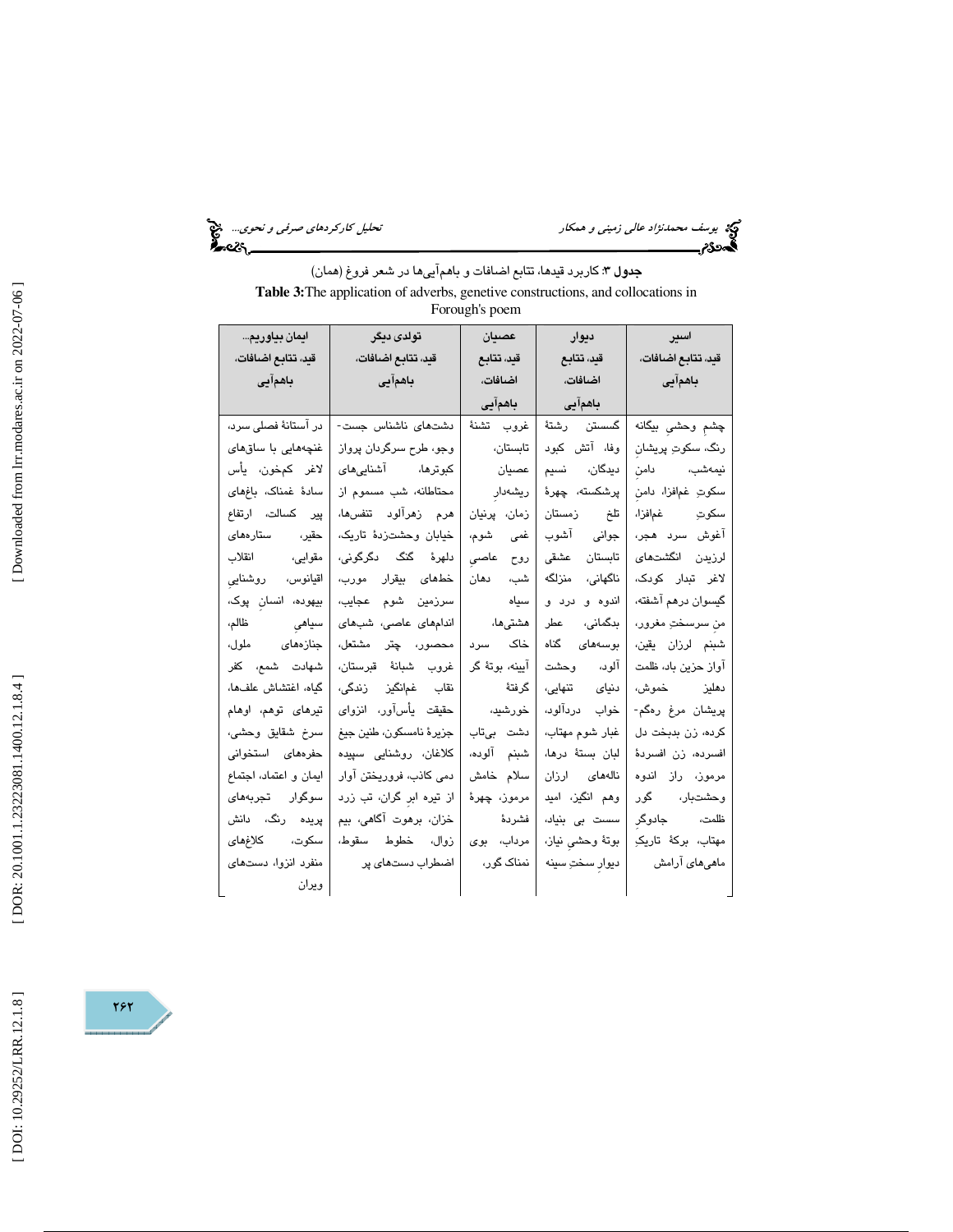**جدول ۳**: کاربرد قیدها، تتابع اضافات و باهم‌آیی‌ها در شعر فروغ (همان)

**Table 3:** The application of adverbs, genetive constructions, and collocations in Forough's poem

| اسیر قید، تتابع اضافات، باهم‌آیی | دیوار قید، تتابع اضافات، باهم‌آیی | عصیان قید، تتابع اضافات، باهم‌آیی | تولدی دیگر قید، تتابع اضافات، باهم‌آیی | ایمان بیاوریم... قید، تتابع اضافات، باهم‌آیی |
|---|---|---|---|---|
| چشمِ وحشی بیگانه رنگ، سکوتِ پریشانِ نیمه‌شب، دامنِ سکوتِ غم‌افزا، دامنِ سکوتِ غم‌افزا، آغوش سرد هجر، لرزیدن انگشت‌های لاغر تبدار کودک، گیسوان درهم آشفته، منِ سرسختِ مغرور، شبنم لرزان یقین، آواز حزین باد، ظلمت دهلیز خموش، پریشان مرغ رهگم‌کرده، زن بدبخت دل افسرده، زن افسردهٔ مرموز، راز اندوه وحشت‌بار، گور ظلمت، جادوگرِ مهتاب، برکهٔ تاریکِ ماهی‌های آرامش | گسستن رشتهٔ وفا، آتش کبود دیدگان، نسیم پرشکسته، چهرهٔ تلخ زمستان جوانی آشوب تابستان عشقی ناگهانی، منزلگه اندوه و درد و بدگمانی، عطر بوسه‌های گناه آلود، وحشت دنیای تنهایی، خواب دردآلود، غبار شوم مهتاب، لبان بستهٔ درها، ناله‌های ارزان وهم انگیز، امید سست بی بنیاد، بوتهٔ وحشیِ نیاز، دیوارِ سختِ سینه | غروب تشنهٔ تابستان، عصیان ریشه‌دارِ زمان، پرنیان غمی شوم، روح عاصیِ شب، دهان سیاه هشتی‌ها، خاک سرد آیینه، بوتهٔ گر گرفتهٔ خورشید، دشت بی‌تاب شبنم آلوده، سلام خامش مرموز، چهرهٔ فشردهٔ مرداب، بوی نمناک گور، | دشت‌های ناشناس جست‌وجو، طرح سرگردان پرواز کبوترها، آشنایی‌های محتاطانه، شب مسموم از هرم زهرآلود تنفس‌ها، خیابان وحشت‌زدهٔ تاریک، دلهرهٔ گنگ دگرگونی، خط‌های بیقرار مورب، سرزمین شوم عجایب، اندام‌های عاصی، شب‌های محصور، چتر مشتعل، غروب شبانهٔ قبرستان، نقاب غم‌انگیز زندگی، حقیقت یأس‌آور، انزوای جزیرهٔ نامسکون، طنین جیغ کلاغان، روشنایی سپیده دمی کاذب، فروریختن آوار از تیره ابرِ گران، تب زرد خزان، برهوت آگاهی، بیم زوال، خطوط سقوط، اضطراب دست‌های پر | در آستانهٔ فصلی سرد، غنچه‌هایی با ساق‌های لاغر کم‌خون، یأس سادهٔ غمناک، باغ‌های پیر کسالت، ارتفاع حقیر، ستاره‌های مقوایی، انقلاب اقیانوس، روشناییِ بیهوده، انسانِ پوک، سیاهیِ ظالم، جنازه‌های ملول، شهادت شمع، کفر گیاه، اغتشاش علف‌ها، تیرهای توهم، اوهام سرخ شقایق وحشی، حفره‌های استخوانی ایمان و اعتماد، اجتماع سوگوار تجربه‌های پریده رنگ، دانش سکوت، کلاغ‌های منفرد انزوا، دست‌های ویران |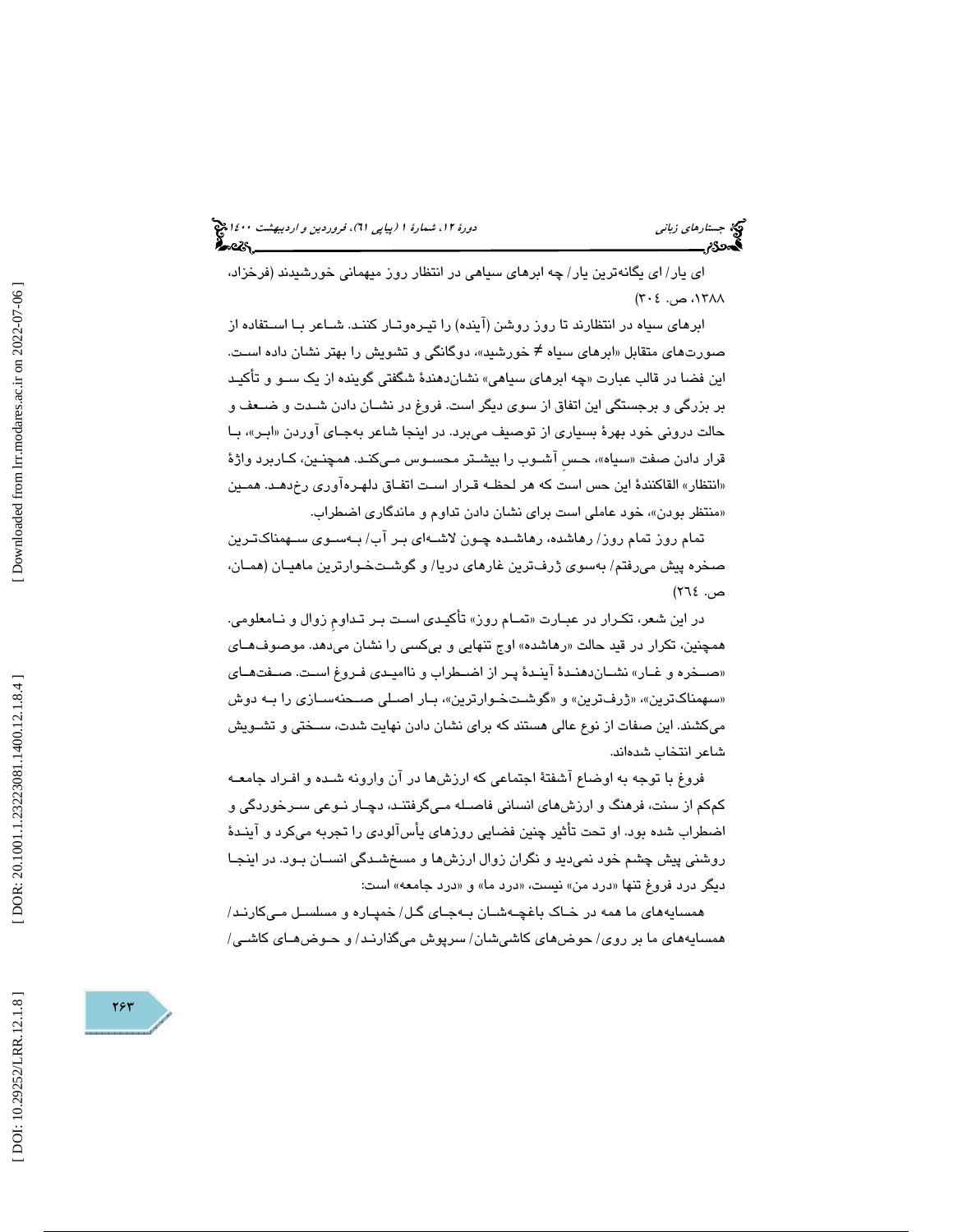ای یار/ ای یگانه‌ترین یار/ چه ابرهای سیاهی در انتظار روز میهمانی خورشیدند (فرخزاد، ۱۳۸۸، ص. ۳۰۴)

ابرهای سیاه در انتظارند تا روز روشن (آینده) را تیره‌وتار کنند. شاعر با استفاده از صورت‌های متقابل «ابرهای سیاه ≠ خورشید»، دوگانگی و تشویش را بهتر نشان داده است. این فضا در قالب عبارت «چه ابرهای سیاهی» نشان‌دهندهٔ شگفتی گوینده از یک سو و تأکید بر بزرگی و برجستگی این اتفاق از سوی دیگر است. فروغ در نشان دادن شدت و ضعف و حالت درونی خود بهرهٔ بسیاری از توصیف می‌برد. در اینجا شاعر به‌جای آوردن «ابر»، با قرار دادن صفت «سیاه»، حس آشوب را بیشتر محسوس می‌کند. همچنین، کاربرد واژهٔ «انتظار» القاکنندهٔ این حس است که هر لحظه قرار است اتفاق دلهره‌آوری رخ‌دهد. همین «منتظر بودن»، خود عاملی است برای نشان دادن تداوم و ماندگاری اضطراب.

تمام روز تمام روز/ رهاشده، رهاشده چون لاشه‌ای بر آب/ به‌سوی سهمناک‌ترین صخره پیش می‌رفتم/ به‌سوی ژرف‌ترین غارهای دریا/ و گوشت‌خوارترین ماهیان (همان، ص. ۲۶۴)

در این شعر، تکرار در عبارت «تمام روز» تأکیدی است بر تداومِ زوال و نامعلومی. همچنین، تکرار در قید حالت «رهاشده» اوج تنهایی و بی‌کسی را نشان می‌دهد. موصوف‌های «صخره و غار» نشان‌دهندهٔ آیندهٔ پر از اضطراب و ناامیدی فروغ است. صفت‌های «سهمناک‌ترین»، «ژرف‌ترین» و «گوشت‌خوارترین»، بار اصلی صحنه‌سازی را به دوش می‌کشند. این صفات از نوع عالی هستند که برای نشان دادن نهایت شدت، سختی و تشویش شاعر انتخاب شده‌اند.

فروغ با توجه به اوضاع آشفتهٔ اجتماعی که ارزش‌ها در آن وارونه شده و افراد جامعه کم‌کم از سنت، فرهنگ و ارزش‌های انسانی فاصله می‌گرفتند، دچار نوعی سرخوردگی و اضطراب شده بود. او تحت تأثیر چنین فضایی روزهای یأس‌آلودی را تجربه می‌کرد و آیندهٔ روشنی پیش چشم خود نمی‌دید و نگران زوال ارزش‌ها و مسخ‌شدگی انسان بود. در اینجا دیگر درد فروغ تنها «درد من» نیست، «درد ما» و «درد جامعه» است:

همسایه‌های ما همه در خاک باغچه‌شان به‌جای گل/ خمپاره و مسلسل می‌کارند/ همسایه‌های ما بر روی/ حوض‌های کاشی‌شان/ سرپوش می‌گذارند/ و حوض‌های کاشی/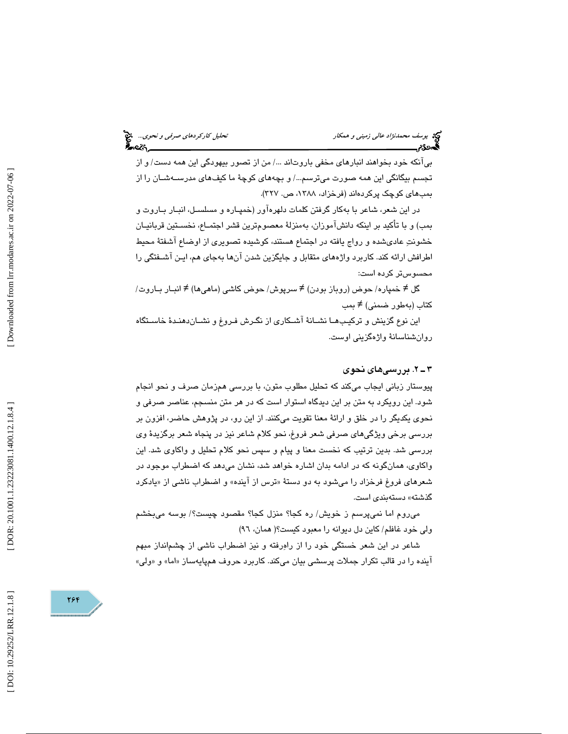بی‌آنکه خود بخواهند انبارهای مخفی باروت‌اند .../ من از تصور بیهودگی این همه دست/ و از تجسم بیگانگی این همه صورت می‌ترسم.../ و بچه‌های کوچهٔ ما کیف‌های مدرسه‌شان را از بمب‌های کوچک پرکرده‌اند (فرخزاد، ۱۳۸۸، ص. ۳۲۷).

در این شعر، شاعر با به‌کار گرفتن کلمات دلهره‌آور (خمپاره و مسلسل، انبار باروت و بمب) و با تأکید بر اینکه دانش‌آموزان، به‌منزلهٔ معصوم‌ترین قشر اجتماع، نخستین قربانیان خشونتِ عادی‌شده و رواج یافته در اجتماع هستند، کوشیده تصویری از اوضاع آشفتهٔ محیط اطرافش ارائه کند. کاربرد واژه‌های متقابل و جایگزین شدن آن‌ها به‌جای هم، این آشفتگی را محسوس‌تر کرده است:

گل ≠ خمپاره/ حوض (روباز بودن) ≠ سرپوش/ حوض کاشی (ماهی‌ها) ≠ انبار باروت/ کتاب (به‌طور ضمنی) ≠ بمب

این نوع گزینش و ترکیب‌ها نشانهٔ آشکاری از نگرش فروغ و نشان‌دهندهٔ خاستگاه روان‌شناسانهٔ واژه‌گزینی اوست.

### ۳ـ ۲. بررسی‌های نحوی

پیوستار زبانی ایجاب می‌کند که تحلیل مطلوب متون، با بررسی همزمان صرف و نحو انجام شود. این رویکرد به متن بر این دیدگاه استوار است که در هر متن منسجم، عناصر صرفی و نحوی یکدیگر را در خلق و ارائهٔ معنا تقویت می‌کنند. از این رو، در پژوهش حاضر، افزون بر بررسی برخی ویژگی‌های صرفی شعر فروغ، نحو کلام شاعر نیز در پنجاه شعر برگزیدهٔ وی بررسی شد. بدین ترتیب که نخست معنا و پیام و سپس نحو کلام تحلیل و واکاوی شد. این واکاوی، همان‌گونه که در ادامه بدان اشاره خواهد شد، نشان می‌دهد که اضطراب موجود در شعرهای فروغ فرخزاد را می‌شود به دو دستهٔ «ترس از آینده» و اضطراب ناشی از «یادکرد گذشته» دسته‌بندی است.

می‌روم اما نمی‌پرسم ز خویش/ ره کجا؟ منزل کجا؟ مقصود چیست؟/ بوسه می‌بخشم ولی خود غافلم/ کاین دل دیوانه را معبود کیست؟( همان، ۹۶)

شاعر در این شعر خستگی خود را از راهِ‌رفته و نیز اضطراب ناشی از چشم‌انداز مبهم آینده را در قالب تکرار جملات پرسشی بیان می‌کند. کاربرد حروف هم‌پایه‌ساز «اما» و «ولی»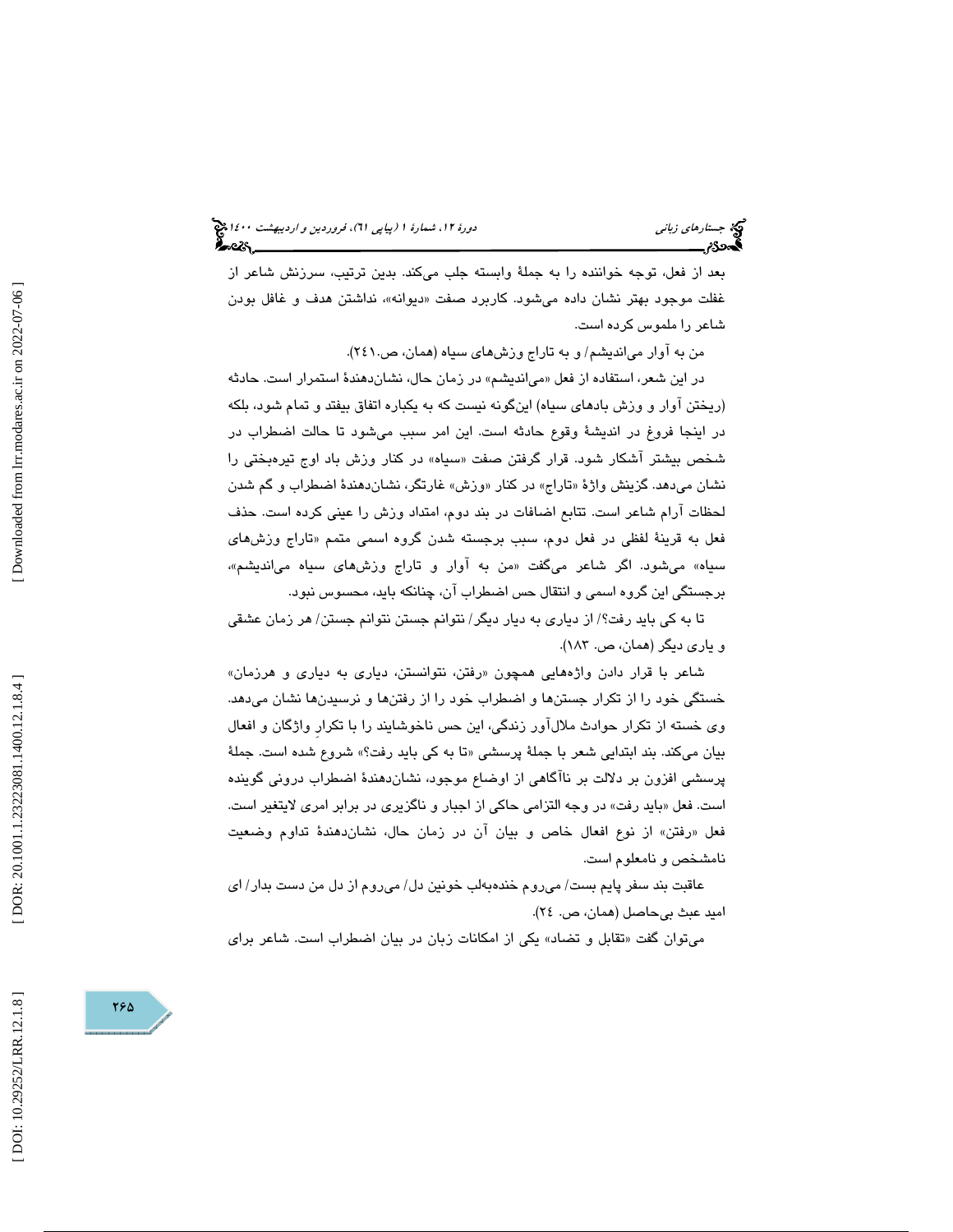بعد از فعل، توجه خواننده را به جملهٔ وابسته جلب می‌کند. بدین ترتیب، سرزنش شاعر از غفلت موجود بهتر نشان داده می‌شود. کاربرد صفت «دیوانه»، نداشتن هدف و غافل بودن شاعر را ملموس کرده است.

من به آوار می‌اندیشم/ و به تاراج وزش‌های سیاه (همان، ص.٢٤١).

در این شعر، استفاده از فعل «می‌اندیشم» در زمان حال، نشان‌دهندهٔ استمرار است. حادثه (ریختن آوار و وزش بادهای سیاه) این‌گونه نیست که به یکباره اتفاق بیفتد و تمام شود، بلکه در اینجا فروغ در اندیشهٔ وقوع حادثه است. این امر سبب می‌شود تا حالت اضطراب در شخص بیشتر آشکار شود. قرار گرفتن صفت «سیاه» در کنار وزش باد اوج تیره‌بختی را نشان می‌دهد. گزینش واژهٔ «تاراج» در کنار «وزش» غارتگر، نشان‌دهندهٔ اضطراب و گم شدن لحظات آرام شاعر است. تتابع اضافات در بند دوم، امتداد وزش را عینی کرده است. حذف فعل به قرینهٔ لفظی در فعل دوم، سبب برجسته شدن گروه اسمی متمم «تاراج وزش‌های سیاه» می‌شود. اگر شاعر می‌گفت «من به آوار و تاراج وزش‌های سیاه می‌اندیشم»، برجستگی این گروه اسمی و انتقال حس اضطراب آن، چنانکه باید، محسوس نبود.

تا به کی باید رفت؟/ از دیاری به دیار دیگر/ نتوانم جستن نتوانم جستن/ هر زمان عشقی و یاری دیگر (همان، ص. ١٨٣).

شاعر با قرار دادن واژه‌هایی همچون «رفتن، نتوانستن، دیاری به دیاری و هرزمان» خستگی خود را از تکرار جستن‌ها و اضطراب خود را از رفتن‌ها و نرسیدن‌ها نشان می‌دهد. وی خسته از تکرار حوادث ملال‌آور زندگی، این حس ناخوشایند را با تکرارِ واژگان و افعال بیان می‌کند. بند ابتدایی شعر با جملهٔ پرسشی «تا به کی باید رفت؟» شروع شده است. جملهٔ پرسشی افزون بر دلالت بر ناآگاهی از اوضاع موجود، نشان‌دهندهٔ اضطراب درونی گوینده است. فعل «باید رفت» در وجه التزامی حاکی از اجبار و ناگزیری در برابر امری لایتغیر است. فعل «رفتن» از نوع افعال خاص و بیان آن در زمان حال، نشان‌دهندهٔ تداوم وضعیت نامشخص و نامعلوم است.

عاقبت بند سفر پایم بست/ می‌روم خنده‌به‌لب خونین دل/ می‌روم از دل من دست بدار/ ای امید عبث بی‌حاصل (همان، ص. ٢٤).

می‌توان گفت «تقابل و تضاد» یکی از امکانات زبان در بیان اضطراب است. شاعر برای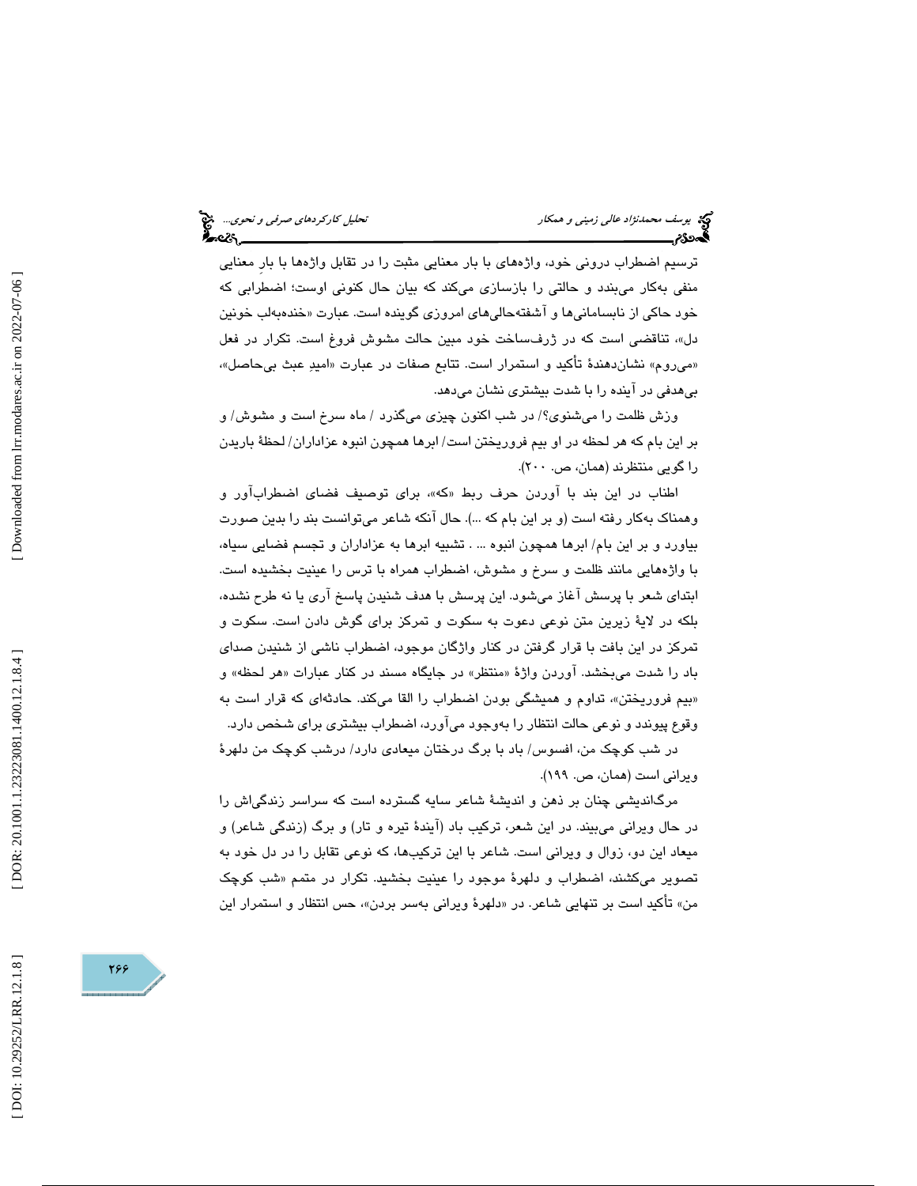ترسیم اضطراب درونی خود، واژه‌های با بار معنایی مثبت را در تقابل واژه‌ها با بارِ معنایی منفی به‌کار می‌بندد و حالتی را بازسازی می‌کند که بیان حال کنونی اوست؛ اضطرابی که خود حاکی از نابسامانی‌ها و آشفته‌حالی‌های امروزی گوینده است. عبارت «خنده‌به‌لب خونین دل»، تناقضی است که در ژرف‌ساخت خود مبین حالت مشوش فروغ است. تکرار در فعل «می‌روم» نشان‌دهندهٔ تأکید و استمرار است. تتابع صفات در عبارت «امیدِ عبث بی‌حاصل»، بی‌هدفی در آینده را با شدت بیشتری نشان می‌دهد.

وزش ظلمت را می‌شنوی؟/ در شب اکنون چیزی می‌گذرد / ماه سرخ است و مشوش/ و بر این بام که هر لحظه در او بیم فروریختن است/ ابرها همچون انبوه عزاداران/ لحظهٔ باریدن را گویی منتظرند (همان، ص. ۲۰۰).

اطناب در این بند با آوردن حرف ربط «که»، برای توصیف فضای اضطراب‌آور و هممناک به‌کار رفته است (و بر این بام که ...). حال آنکه شاعر می‌توانست بند را بدین صورت بیاورد و بر این بام/ ابرها همچون انبوه ... . تشبیه ابرها به عزاداران و تجسم فضایی سیاه، با واژه‌هایی مانند ظلمت و سرخ و مشوش، اضطراب همراه با ترس را عینیت بخشیده است. ابتدای شعر با پرسش آغاز می‌شود. این پرسش با هدف شنیدن پاسخ آری یا نه طرح نشده، بلکه در لایهٔ زیرین متن نوعی دعوت به سکوت و تمرکز برای گوش دادن است. سکوت و تمرکز در این بافت با قرار گرفتن در کنار واژگان موجود، اضطراب ناشی از شنیدن صدای باد را شدت می‌بخشد. آوردن واژهٔ «منتظر» در جایگاه مسند در کنار عبارات «هر لحظه» و «بیم فروریختن»، تداوم و همیشگی بودن اضطراب را القا می‌کند. حادثه‌ای که قرار است به وقوع پیوندد و نوعی حالت انتظار را به‌وجود می‌آورد، اضطراب بیشتری برای شخص دارد.

در شب کوچک من، افسوس/ باد با برگ درختان میعادی دارد/ درشب کوچک من دلهرهٔ ویرانی است (همان، ص. ۱۹۹).

مرگ‌اندیشی چنان بر ذهن و اندیشهٔ شاعر سایه گسترده است که سراسر زندگی‌اش را در حال ویرانی می‌بیند. در این شعر، ترکیب باد (آیندهٔ تیره و تار) و برگ (زندگی شاعر) و میعاد این دو، زوال و ویرانی است. شاعر با این ترکیب‌ها، که نوعی تقابل را در دل خود به تصویر می‌کشند، اضطراب و دلهرهٔ موجود را عینیت بخشید. تکرار در متمم «شب کوچک من» تأکید است بر تنهایی شاعر. در «دلهرهٔ ویرانی به‌سر بردن»، حس انتظار و استمرار این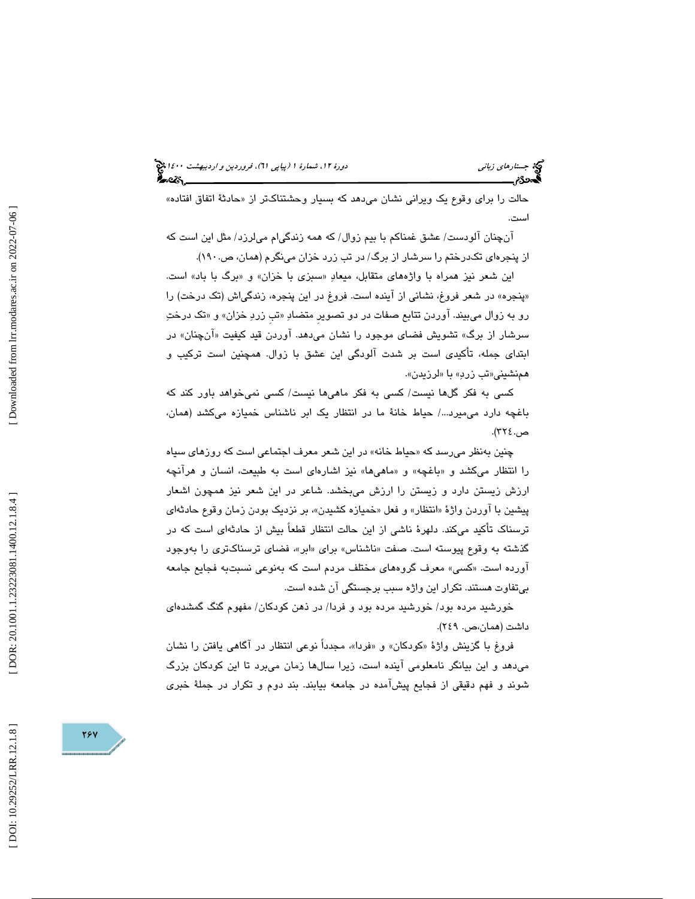حالت را برای وقوع یک ویرانی نشان می‌دهد که بسیار وحشتناک‌تر از «حادثهٔ اتفاق افتاده» است.

آن‌چنان آلودست/ عشق غمناکم با بیم زوال/ که همه زندگی‌ام می‌لرزد/ مثل این است که از پنجره‌ای تک‌درختم را سرشار از برگ/ در تب زرد خزان می‌نگرم (همان، ص.۱۹۰).

این شعر نیز همراه با واژه‌های متقابل، میعادِ «سبزی با خزان» و «برگ با باد» است. «پنجره» در شعر فروغ، نشانی از آینده است. فروغ در این پنجره، زندگی‌اش (تک درخت) را رو به زوال می‌بیند. آوردن تتابع صفات در دو تصویرِ متضادِ «تبِ زردِ خزان» و «تک درختِ سرشار از برگ» تشویش فضای موجود را نشان می‌دهد. آوردن قید کیفیت «آن‌چنان» در ابتدای جمله، تأکیدی است بر شدت آلودگی این عشق با زوال. همچنین است ترکیب و همنشینی«تب زردِ» با «لرزیدن».

کسی به فکر گل‌ها نیست/ کسی به فکر ماهی‌ها نیست/ کسی نمی‌خواهد باور کند که باغچه دارد می‌میرد.../ حیاط خانهٔ ما در انتظار یک ابر ناشناس خمیازه می‌کشد (همان، ص.۳۲٤).

چنین به‌نظر می‌رسد که «حیاط خانه» در این شعر معرف اجتماعی است که روزهای سیاه را انتظار می‌کشد و «باغچه» و «ماهی‌ها» نیز اشاره‌ای است به طبیعت، انسان و هرآنچه ارزش زیستن دارد و زیستن را ارزش می‌بخشد. شاعر در این شعر نیز همچون اشعار پیشین با آوردن واژهٔ «انتظار» و فعل «خمیازه کشیدن»، بر نزدیک بودن زمان وقوع حادثه‌ای ترسناک تأکید می‌کند. دلهرهٔ ناشی از این حالت انتظار قطعاً بیش از حادثه‌ای است که در گذشته به وقوع پیوسته است. صفت «ناشناس» برای «ابر»، فضای ترسناک‌تری را به‌وجود آورده است. «کسی» معرف گروه‌های مختلف مردم است که به‌نوعی نسبت‌به فجایع جامعه بی‌تفاوت هستند. تکرار این واژه سبب برجستگی آن شده است.

خورشید مرده بود/ خورشید مرده بود و فردا/ در ذهن کودکان/ مفهوم گنگ گمشده‌ای داشت (همان،ص. ۲٤۹).

فروغ با گزینش واژهٔ «کودکان» و «فردا»، مجدداً نوعی انتظار در آگاهی یافتن را نشان می‌دهد و این بیانگر نامعلومی آینده است، زیرا سال‌ها زمان می‌برد تا این کودکان بزرگ شوند و فهم دقیقی از فجایع پیش‌آمده در جامعه بیابند. بند دوم و تکرار در جملهٔ خبری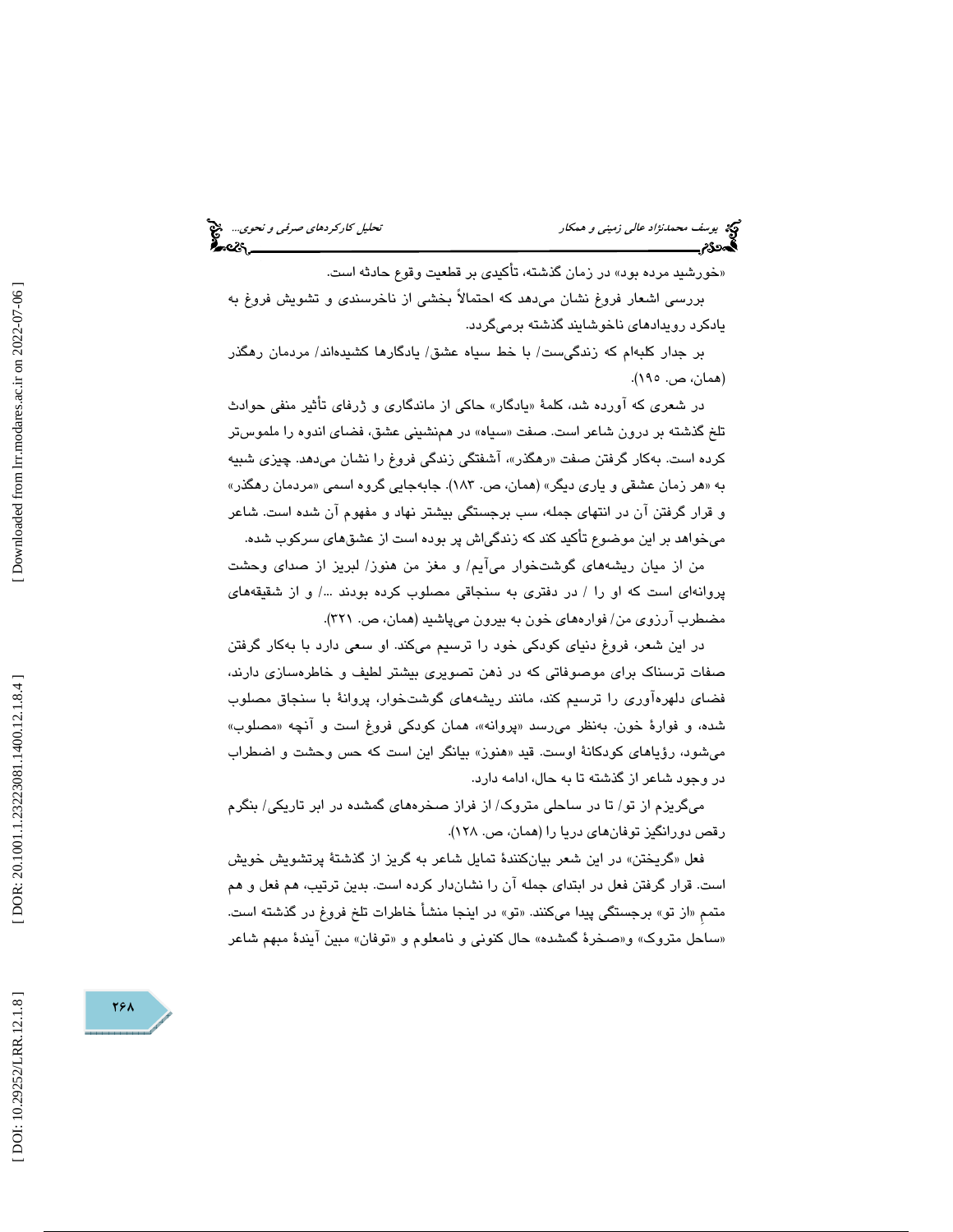«خورشید مرده بود» در زمان گذشته، تأکیدی بر قطعیت وقوع حادثه است.

بررسی اشعار فروغ نشان می‌دهد که احتمالاً بخشی از ناخرسندی و تشویش فروغ به یادکرد رویدادهای ناخوشایند گذشته برمی‌گردد.

بر جدار کلبه‌ام که زندگی‌ست/ با خط سیاه عشق/ یادگارها کشیده‌اند/ مردمان رهگذر (همان، ص. ۱۹۵).

در شعری که آورده شد، کلمهٔ «یادگار» حاکی از ماندگاری و ژرفای تأثیر منفی حوادث تلخ گذشته بر درون شاعر است. صفت «سیاه» در همنشینی عشق، فضای اندوه را ملموس‌تر کرده است. به‌کار گرفتن صفت «رهگذر»، آشفتگی زندگی فروغ را نشان می‌دهد. چیزی شبیه به «هر زمان عشقی و یاری دیگر» (همان، ص. ۱۸۳). جابه‌جایی گروه اسمی «مردمان رهگذر» و قرار گرفتن آن در انتهای جمله، سبب برجستگی بیشتر نهاد و مفهوم آن شده است. شاعر می‌خواهد بر این موضوع تأکید کند که زندگی‌اش پر بوده است از عشق‌های سرکوب شده.

من از میان ریشه‌های گوشتخوار می‌آیم/ و مغز من هنوز/ لبریز از صدای وحشت پروانه‌ای است که او را / در دفتری به سنجاقی مصلوب کرده بودند .../ و از شقیقه‌های مضطرب آرزوی من/ فواره‌های خون به بیرون می‌پاشید (همان، ص. ۳۲۱).

در این شعر، فروغ دنیای کودکی خود را ترسیم می‌کند. او سعی دارد با به‌کار گرفتن صفات ترسناک برای موصوفاتی که در ذهن تصویری بیشتر لطیف و خاطره‌سازی دارند، فضای دلهره‌آوری را ترسیم کند، مانند ریشه‌های گوشتخوار، پروانهٔ با سنجاق مصلوب شده، و فوارهٔ خون. به‌نظر می‌رسد «پروانه»، همان کودکی فروغ است و آنچه «مصلوب» می‌شود، رؤیاهای کودکانهٔ اوست. قید «هنوز» بیانگر این است که حس وحشت و اضطراب در وجود شاعر از گذشته تا به حال، ادامه دارد.

می‌گریزم از تو/ تا در ساحلی متروک/ از فراز صخره‌های گمشده در ابر تاریکی/ بنگرم رقص دورانگیز توفان‌های دریا را (همان، ص. ۱۲۸).

فعل «گریختن» در این شعر بیان‌کنندهٔ تمایل شاعر به گریز از گذشتهٔ پرتشویش خویش است. قرار گرفتن فعل در ابتدای جمله آن را نشان‌دار کرده است. بدین ترتیب، هم فعل و هم متممِ «از تو» برجستگی پیدا می‌کنند. «تو» در اینجا منشأ خاطرات تلخ فروغ در گذشته است. «ساحل متروک» و«صخرهٔ گمشده» حال کنونی و نامعلوم و «توفان» مبین آیندهٔ مبهم شاعر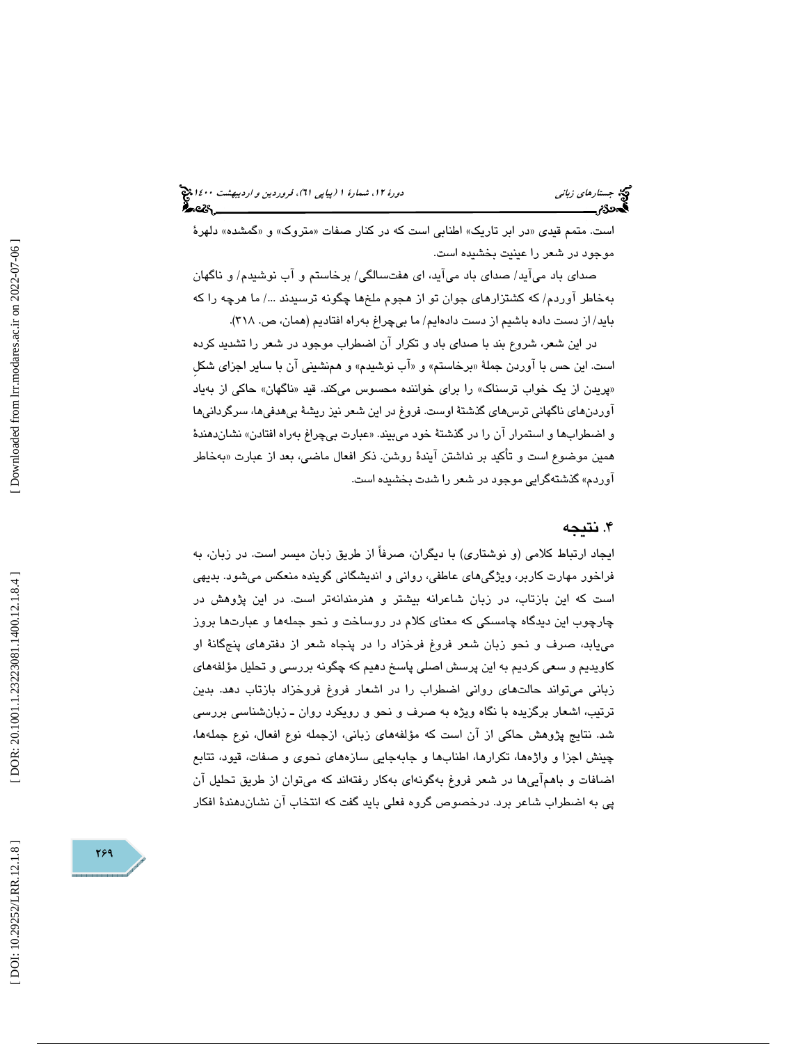است. متمم قیدی «در ابر تاریک» اطنابی است که در کنار صفات «متروک» و «گمشده» دلهرهٔ موجود در شعر را عینیت بخشیده است.

صدای باد می‌آید/ صدای باد می‌آید، ای هفت‌سالگی/ برخاستم و آب نوشیدم/ و ناگهان به‌خاطر آوردم/ که کشتزارهای جوان تو از هجوم ملخ‌ها چگونه ترسیدند .../ ما هرچه را که باید/ از دست داده باشیم از دست داده‌ایم/ ما بی‌چراغ به‌راه افتادیم (همان، ص. ۳۱۸).

در این شعر، شروع بند با صدای باد و تکرار آن اضطراب موجود در شعر را تشدید کرده است. این حس با آوردن جملهٔ «برخاستم» و «آب نوشیدم» و هم‌نشینی آن با سایر اجزای شکلِ «پریدن از یک خواب ترسناک» را برای خواننده محسوس می‌کند. قید «ناگهان» حاکی از به‌یاد آوردن‌های ناگهانی ترس‌های گذشتهٔ اوست. فروغ در این شعر نیز ریشهٔ بی‌هدفی‌ها، سرگردانی‌ها و اضطراب‌ها و استمرار آن را در گذشتهٔ خود می‌بیند. «عبارت بی‌چراغ به‌راه افتادن» نشان‌دهندهٔ همین موضوع است و تأکید بر نداشتن آیندهٔ روشن. ذکر افعال ماضی، بعد از عبارت «به‌خاطر آوردم» گذشته‌گرایی موجود در شعر را شدت بخشیده است.

## ۴. نتیجه

ایجاد ارتباط کلامی (و نوشتاری) با دیگران، صرفاً از طریق زبان میسر است. در زبان، به فراخور مهارت کاربر، ویژگی‌های عاطفی، روانی و اندیشگانی گوینده منعکس می‌شود. بدیهی است که این بازتاب، در زبان شاعرانه بیشتر و هنرمندانه‌تر است. در این پژوهش در چارچوب این دیدگاه چامسکی که معنای کلام در روساخت و نحو جمله‌ها و عبارت‌ها بروز می‌یابد، صرف و نحو زبان شعر فروغ فرخزاد را در پنجاه شعر از دفترهای پنج‌گانهٔ او کاویدیم و سعی کردیم به این پرسش اصلی پاسخ دهیم که چگونه بررسی و تحلیل مؤلفه‌های زبانی می‌تواند حالت‌های روانی اضطراب را در اشعار فروغ فروخزاد بازتاب دهد. بدین ترتیب، اشعار برگزیده با نگاه ویژه به صرف و نحو و رویکرد روان ـ زبان‌شناسی بررسی شد. نتایج پژوهش حاکی از آن است که مؤلفه‌های زبانی، ازجمله نوع افعال، نوع جمله‌ها، چینش اجزا و واژه‌ها، تکرارها، اطناب‌ها و جابه‌جایی سازه‌های نحوی و صفات، قیود، تتابع اضافات و باهم‌آیی‌ها در شعر فروغ به‌گونه‌ای به‌کار رفته‌اند که می‌توان از طریق تحلیل آن پی به اضطراب شاعر برد. درخصوص گروه فعلی باید گفت که انتخاب آن نشان‌دهندهٔ افکار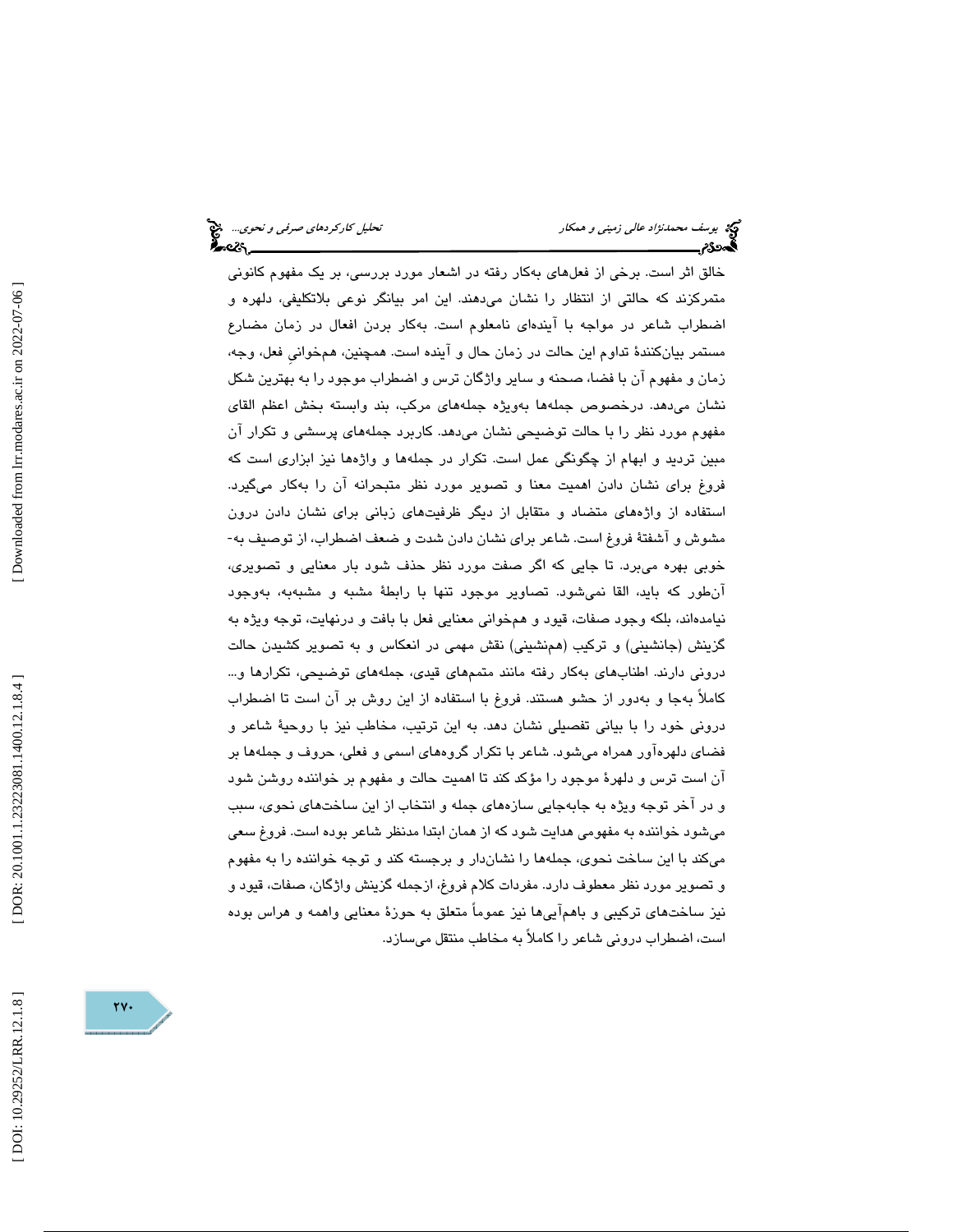خالق اثر است. برخی از فعل‌های به‌کار رفته در اشعار مورد بررسی، بر یک مفهوم کانونی متمرکزند که حالتی از انتظار را نشان می‌دهند. این امر بیانگر نوعی بلاتکلیفی، دلهره و اضطراب شاعر در مواجه با آینده‌ای نامعلوم است. به‌کار بردن افعال در زمان مضارع مستمر بیان‌کنندهٔ تداوم این حالت در زمان حال و آینده است. همچنین، هم‌خوانیِ فعل، وجه، زمان و مفهوم آن با فضا، صحنه و سایر واژگان ترس و اضطراب موجود را به بهترین شکل نشان می‌دهد. درخصوص جمله‌ها به‌ویژه جمله‌های مرکب، بند وابسته بخش اعظم القای مفهوم مورد نظر را با حالت توضیحی نشان می‌دهد. کاربرد جمله‌های پرسشی و تکرار آن مبین تردید و ابهام از چگونگی عمل است. تکرار در جمله‌ها و واژه‌ها نیز ابزاری است که فروغ برای نشان دادن اهمیت معنا و تصویر مورد نظر متبحرانه آن را به‌کار می‌گیرد. استفاده از واژه‌های متضاد و متقابل از دیگر ظرفیت‌های زبانی برای نشان دادن درون مشوش و آشفتهٔ فروغ است. شاعر برای نشان دادن شدت و ضعف اضطراب، از توصیف به‌خوبی بهره می‌برد. تا جایی که اگر صفت مورد نظر حذف شود بار معنایی و تصویری، آن‌طور که باید، القا نمی‌شود. تصاویر موجود تنها با رابطهٔ مشبه و مشبه‌به، به‌وجود نیامده‌اند، بلکه وجود صفات، قیود و هم‌خوانی معنایی فعل با بافت و درنهایت، توجه ویژه به گزینش (جانشینی) و ترکیب (هم‌نشینی) نقش مهمی در انعکاس و به تصویر کشیدن حالت درونی دارند. اطناب‌های به‌کار رفته مانند متمم‌های قیدی، جمله‌های توضیحی، تکرارها و... کاملاً به‌جا و به‌دور از حشو هستند. فروغ با استفاده از این روش بر آن است تا اضطراب درونی خود را با بیانی تفصیلی نشان دهد. به این ترتیب، مخاطب نیز با روحیهٔ شاعر و فضای دلهره‌آور همراه می‌شود. شاعر با تکرار گروه‌های اسمی و فعلی، حروف و جمله‌ها بر آن است ترس و دلهرهٔ موجود را مؤکد کند تا اهمیت حالت و مفهوم بر خواننده روشن شود و در آخر توجه ویژه به جابه‌جایی سازه‌های جمله و انتخاب از این ساخت‌های نحوی، سبب می‌شود خواننده به مفهومی هدایت شود که از همان ابتدا مدنظر شاعر بوده است. فروغ سعی می‌کند با این ساخت نحوی، جمله‌ها را نشان‌دار و برجسته کند و توجه خواننده را به مفهوم و تصویر مورد نظر معطوف دارد. مفردات کلام فروغ، ازجمله گزینش واژگان، صفات، قیود و نیز ساخت‌های ترکیبی و باهم‌آیی‌ها نیز عموماً متعلق به حوزهٔ معنایی واهمه و هراس بوده است، اضطراب درونی شاعر را کاملاً به مخاطب منتقل می‌سازد.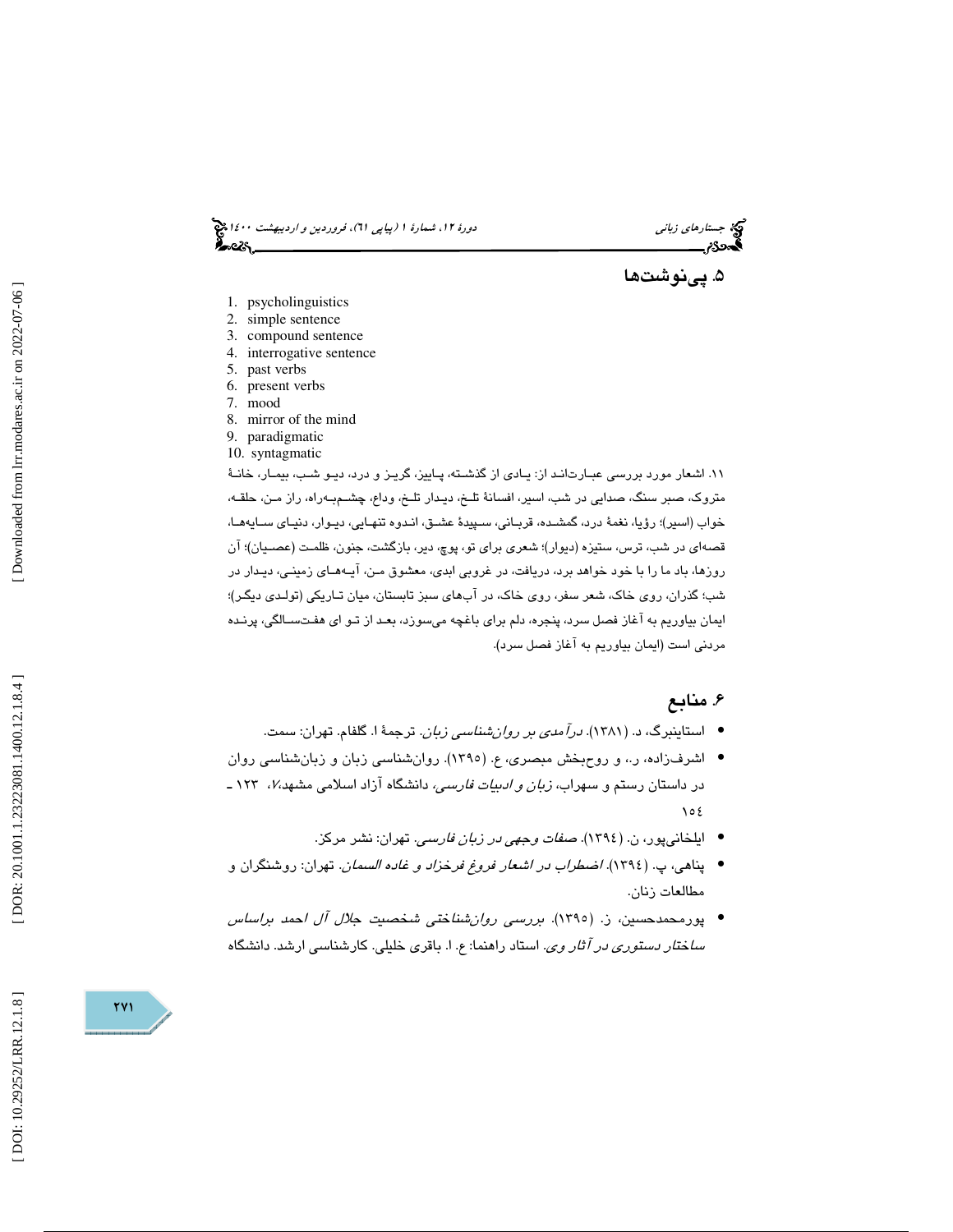## ۵. پی‌نوشت‌ها

1. psycholinguistics
2. simple sentence
3. compound sentence
4. interrogative sentence
5. past verbs
6. present verbs
7. mood
8. mirror of the mind
9. paradigmatic
10. syntagmatic

۱۱. اشعار مورد بررسی عبارت‌اند از: یادی از گذشته، پاییز، گریز و درد، دیو شب، بیمار، خانهٔ متروک، صبر سنگ، صدایی در شب، اسیر، افسانهٔ تلخ، دیدار تلخ، وداع، چشم‌به‌راه، راز من، حلقه، خواب (اسیر)؛ رؤیا، نغمهٔ درد، گمشده، قربانی، سپیدهٔ عشق، اندوه تنهایی، دیوار، دنیای سایه‌ها، قصه‌ای در شب، ترس، ستیزه (دیوار)؛ شعری برای تو، پوچ، دیر، بازگشت، جنون، ظلمت (عصیان)؛ آن روزها، باد ما را با خود خواهد برد، دریافت، در غروبی ابدی، معشوق من، آیه‌های زمینی، دیدار در شب؛ گذران، روی خاک، شعر سفر، روی خاک، در آب‌های سبز تابستان، میان تاریکی (تولدی دیگر)؛ ایمان بیاوریم به آغاز فصل سرد، پنجره، دلم برای باغچه می‌سوزد، بعد از تو ای هفت‌سالگی، پرنده مردنی است (ایمان بیاوریم به آغاز فصل سرد).

## ۶. منابع

- استاینبرگ، د. (۱۳۸۱). *درآمدی بر روان‌شناسی زبان*. ترجمهٔ ا. گلفام. تهران: سمت.
- اشرف‌زاده، ر.، و روح‌بخش مبصری، ع. (۱۳۹۵). روان‌شناسی زبان و زبان‌شناسی روان در داستان رستم و سهراب، *زبان و ادبیات فارسی*، دانشگاه آزاد اسلامی مشهد،۷، ۱۲۳ ـ ۱۵۴
- ایلخانی‌پور، ن. (۱۳۹۴). *صفات وجهی در زبان فارسی*. تهران: نشر مرکز.
- پناهی، پ. (۱۳۹٤). *اضطراب در اشعار فروغ فرخزاد و غاده السمان*. تهران: روشنگران و مطالعات زنان.
- پورمحمدحسین، ز. (۱۳۹۵). *بررسی روان‌شناختی شخصیت جلال آل احمد براساس ساختار دستوری در آثار وی*. استاد راهنما: ع. ا. باقری خلیلی. کارشناسی ارشد. دانشگاه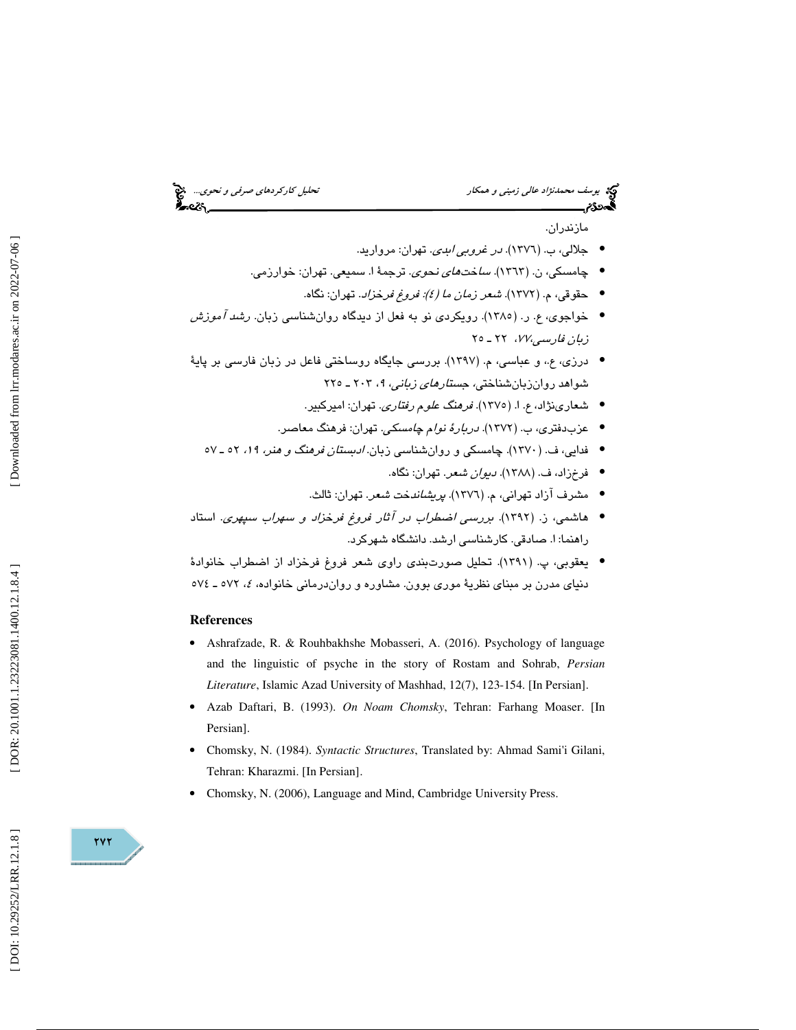مازندران.

- جلالی، ب. (۱۳۷٦). *در غروبی ابدی*. تهران: مروارید.
- چامسکی، ن. (۱۳٦۳). *ساخت‌های نحوی*. ترجمهٔ ا. سمیعی. تهران: خوارزمی.
- حقوقی، م. (۱۳۷۲). *شعر زمان ما (٤): فروغ فرخزاد*. تهران: نگاه.
- خواجوی، ع. ر. (۱۳۸٥). رویکردی نو به فعل از دیدگاه روان‌شناسی زبان. *رشد آموزش زبان فارسی*، ۷۷، ۲۲ ـ ۲٥
- درزی، ع.، و عباسی، م. (۱۳۹۷). بررسی جایگاه روساختی فاعل در زبان فارسی بر پایهٔ شواهد روان‌زبان‌شناختی، *جستارهای زبانی*، ۹، ۲۰۳ ـ ۲۲٥
- شعاری‌نژاد، ع. ا. (۱۳۷٥). *فرهنگ علوم رفتاری*. تهران: امیرکبیر.
- عزب‌دفتری، ب. (۱۳۷۲). *دربارهٔ نوام چامسکی*. تهران: فرهنگ معاصر.
- فدایی، ف. (۱۳۷۰). چامسکی و روان‌شناسی زبان. *ادبستان فرهنگ و هنر*، ۱۹، ٥۲ ـ ٥۷
- فرخزاد، ف. (۱۳۸۸). *دیوان شعر*. تهران: نگاه.
- مشرف آزاد تهرانی، م. (۱۳۷٦). *پریشاندخت شعر*. تهران: ثالث.
- هاشمی، ز. (۱۳۹۲). *بررسی اضطراب در آثار فروغ فرخزاد و سهراب سپهری*. استاد راهنما: ا. صادقی. کارشناسی ارشد. دانشگاه شهرکرد.
- یعقوبی، پ. (۱۳۹۱). تحلیل صورت‌بندی راوی شعر فروغ فرخزاد از اضطراب خانوادهٔ دنیای مدرن بر مبنای نظریهٔ موری بوون. مشاوره و روان‌درمانی خانواده، ٤، ٥۷۲ ـ ٥۷٤

## References

- Ashrafzade, R. & Rouhbakhshe Mobasseri, A. (2016). Psychology of language and the linguistic of psyche in the story of Rostam and Sohrab, *Persian Literature*, Islamic Azad University of Mashhad, 12(7), 123-154. [In Persian].
- Azab Daftari, B. (1993). *On Noam Chomsky*, Tehran: Farhang Moaser. [In Persian].
- Chomsky, N. (1984). *Syntactic Structures*, Translated by: Ahmad Sami'i Gilani, Tehran: Kharazmi. [In Persian].
- Chomsky, N. (2006), Language and Mind, Cambridge University Press.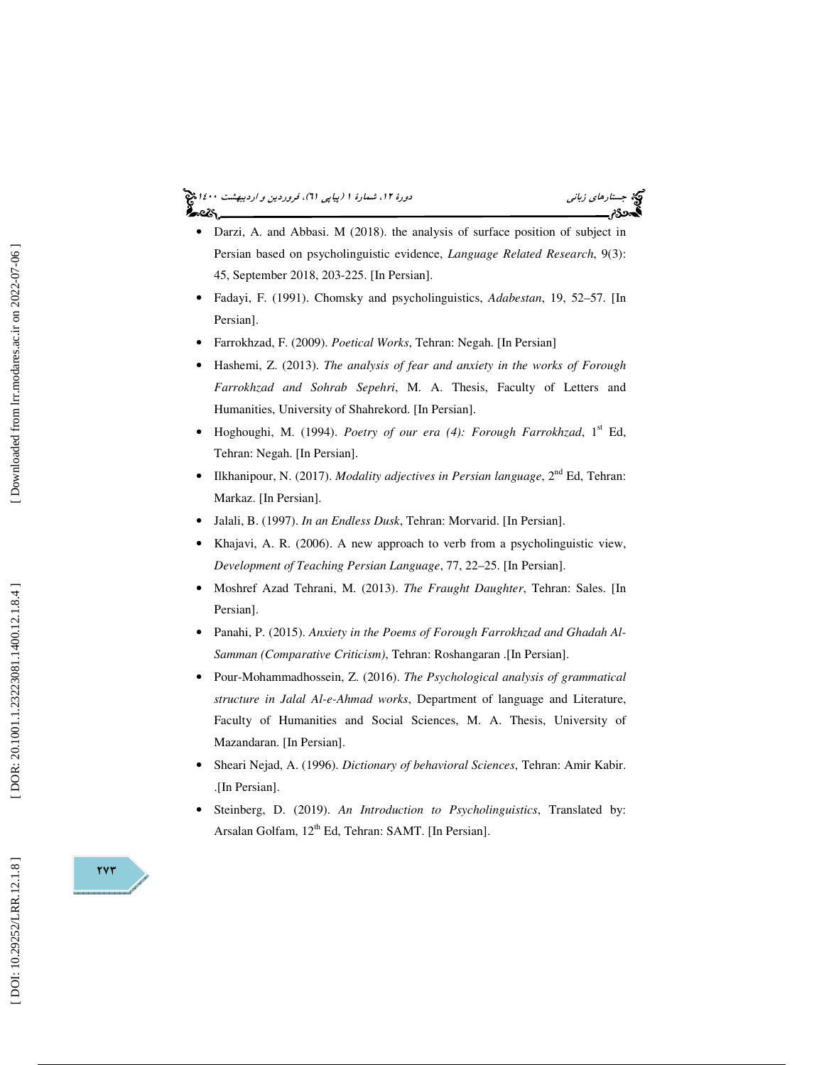- Darzi, A. and Abbasi. M (2018). the analysis of surface position of subject in Persian based on psycholinguistic evidence, *Language Related Research*, 9(3): 45, September 2018, 203-225. [In Persian].
- Fadayi, F. (1991). Chomsky and psycholinguistics, *Adabestan*, 19, 52–57. [In Persian].
- Farrokhzad, F. (2009). *Poetical Works*, Tehran: Negah. [In Persian]
- Hashemi, Z. (2013). *The analysis of fear and anxiety in the works of Forough Farrokhzad and Sohrab Sepehri*, M. A. Thesis, Faculty of Letters and Humanities, University of Shahrekord. [In Persian].
- Hoghoughi, M. (1994). *Poetry of our era (4): Forough Farrokhzad*, 1st Ed, Tehran: Negah. [In Persian].
- Ilkhanipour, N. (2017). *Modality adjectives in Persian language*, 2nd Ed, Tehran: Markaz. [In Persian].
- Jalali, B. (1997). *In an Endless Dusk*, Tehran: Morvarid. [In Persian].
- Khajavi, A. R. (2006). A new approach to verb from a psycholinguistic view, *Development of Teaching Persian Language*, 77, 22–25. [In Persian].
- Moshref Azad Tehrani, M. (2013). *The Fraught Daughter*, Tehran: Sales. [In Persian].
- Panahi, P. (2015). *Anxiety in the Poems of Forough Farrokhzad and Ghadah Al-Samman (Comparative Criticism)*, Tehran: Roshangaran .[In Persian].
- Pour-Mohammadhossein, Z. (2016). *The Psychological analysis of grammatical structure in Jalal Al-e-Ahmad works*, Department of language and Literature, Faculty of Humanities and Social Sciences, M. A. Thesis, University of Mazandaran. [In Persian].
- Sheari Nejad, A. (1996). *Dictionary of behavioral Sciences*, Tehran: Amir Kabir. .[In Persian].
- Steinberg, D. (2019). *An Introduction to Psycholinguistics*, Translated by: Arsalan Golfam, 12th Ed, Tehran: SAMT. [In Persian].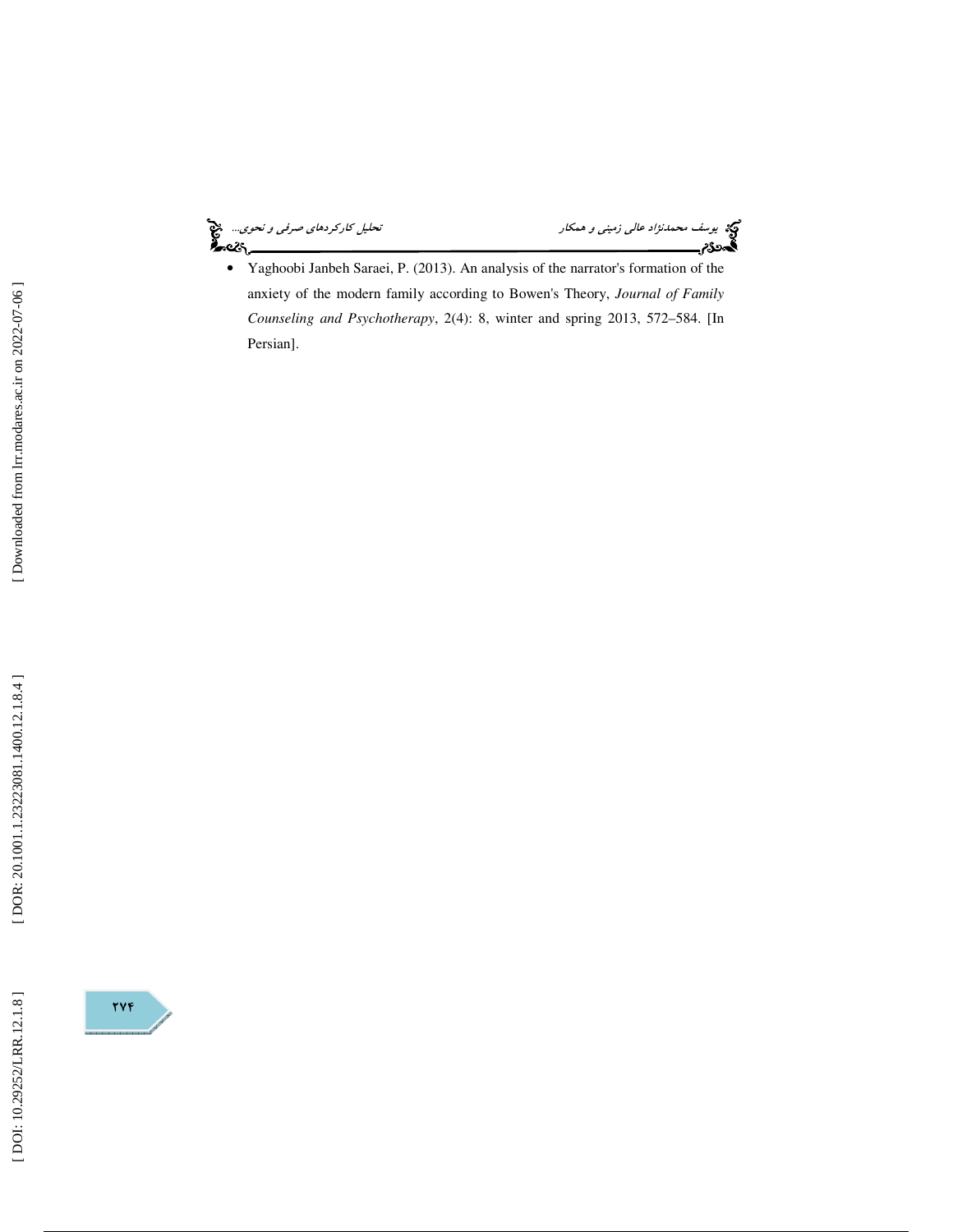- Yaghoobi Janbeh Saraei, P. (2013). An analysis of the narrator's formation of the anxiety of the modern family according to Bowen's Theory, *Journal of Family Counseling and Psychotherapy*, 2(4): 8, winter and spring 2013, 572–584. [In Persian].